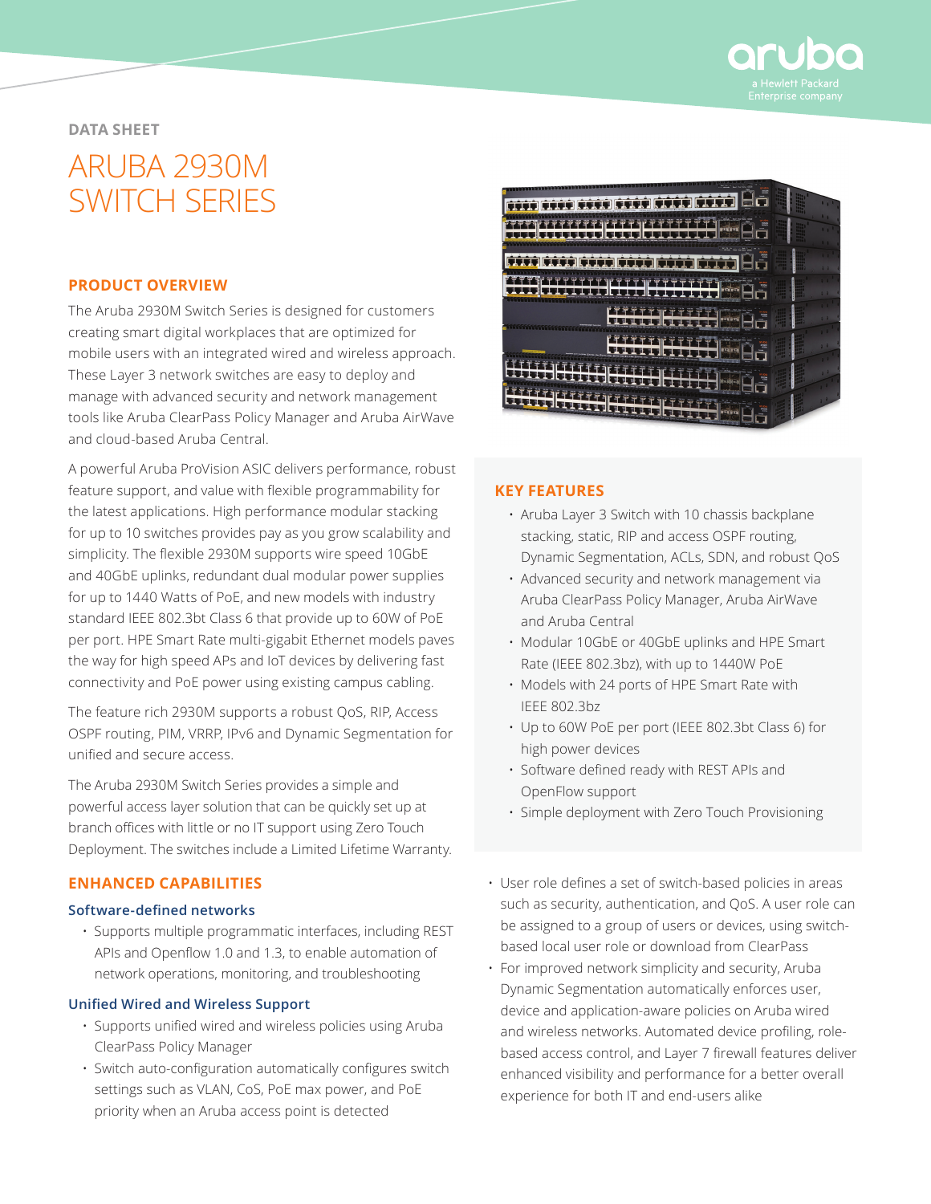DATA SHEET

# ARUBA 2930M SWITCH SERIES

## PRODUCT OVERVIEW

The Aruba 2930M Switch Series is designed for customers creating smart digital workplaces that are optimized for mobile users with an integrated wired and wireless approach. These Layer 3 network switches are easy to deploy and manage with advanced security and network management tools like Aruba ClearPass Policy Manager and Aruba AirWave and cloud-based Aruba Central.

A powerful Aruba ProVision ASIC delivers performance, robust feature support, and value with flexible programmability for the latest applications. High performance modular stacking for up to 10 switches provides pay as you grow scalability and simplicity. The flexible 2930M supports wire speed 10GbE and 40GbE uplinks, redundant dual modular power supplies for up to 1440 Watts of PoE, and new models with industry standard IEEE 802.3bt Class 6 that provide up to 60W of PoE per port. HPE Smart Rate multi-gigabit Ethernet models paves the way for high speed APs and IoT devices by delivering fast connectivity and PoE power using existing campus cabling.

The feature rich 2930M supports a robust QoS, RIP, Access OSPF routing, PIM, VRRP, IPv6 and Dynamic Segmentation for unified and secure access.

The Aruba 2930M Switch Series provides a simple and powerful access layer solution that can be quickly set up at branch offices with little or no IT support using Zero Touch Deployment. The switches include a Limited Lifetime Warranty.

## KEY FEATURES

- Aruba Layer 3 Switch with 10 chassis backplane stacking, static, RIP and access OSPF routing, Dynamic Segmentation, ACLs, SDN, and robust QoS
- Advanced security and network management via Aruba ClearPass Policy Manager, Aruba AirWave and Aruba Central
- Modular 10GbE or 40GbE uplinks and HPE Smart Rate (IEEE 802.3bz), with up to 1440W PoE
- Models with 24 ports of HPE Smart Rate with IEEE 802.3bz
- Up to 60W PoE per port (IEEE 802.3bt Class 6) for high power devices
- Software defined ready with REST APIs and OpenFlow support
- Simple deployment with Zero Touch Provisioning

## ENHANCED CAPABILITIES

### Software-defined networks

- Supports multiple programmatic interfaces, including REST APIs and Openflow 1.0 and 1.3, to enable automation of network operations, monitoring, and troubleshooting

### Unified Wired and Wireless Support

- Supports unified wired and wireless policies using Aruba ClearPass Policy Manager
- Switch auto-configuration automatically configures switch settings such as VLAN, CoS, PoE max power, and PoE priority when an Aruba access point is detected
- User role defines a set of switch-based policies in areas such as security, authentication, and QoS. A user role can be assigned to a group of users or devices, using switch-based local user role or download from ClearPass
- For improved network simplicity and security, Aruba Dynamic Segmentation automatically enforces user, device and application-aware policies on Aruba wired and wireless networks. Automated device profiling, role-based access control, and Layer 7 firewall features deliver enhanced visibility and performance for a better overall experience for both IT and end-users alike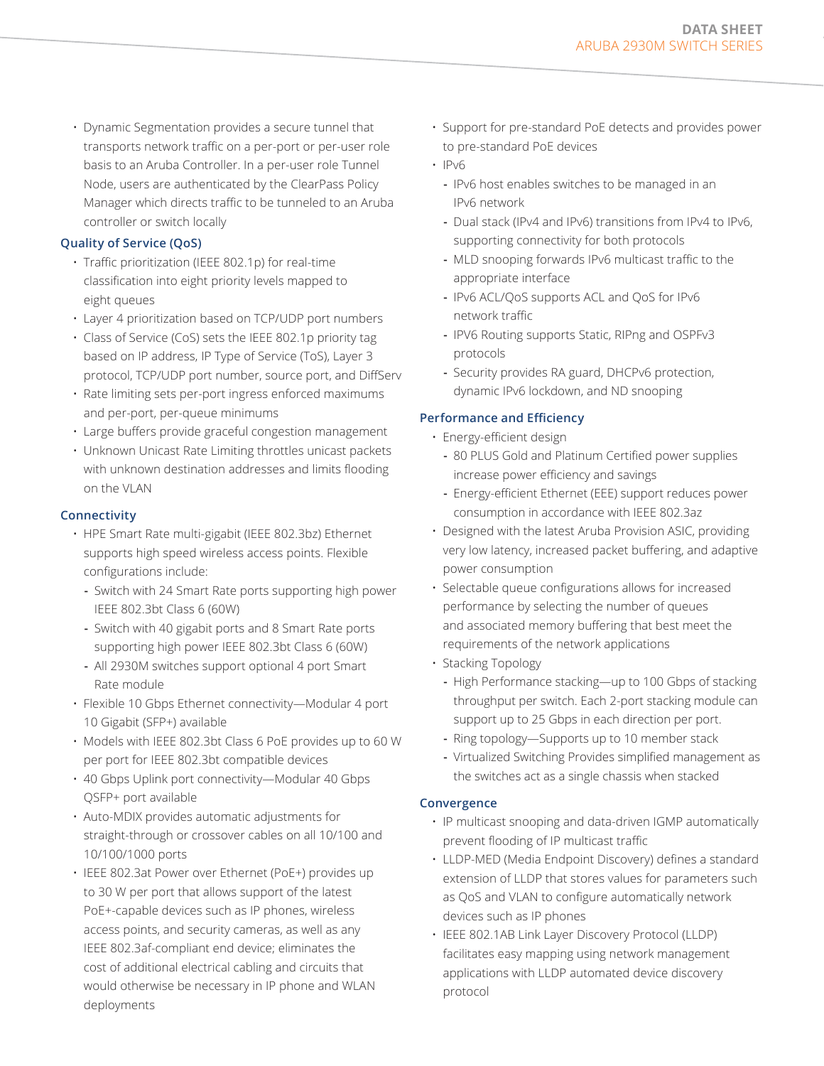- Dynamic Segmentation provides a secure tunnel that transports network traffic on a per-port or per-user role basis to an Aruba Controller. In a per-user role Tunnel Node, users are authenticated by the ClearPass Policy Manager which directs traffic to be tunneled to an Aruba controller or switch locally

### Quality of Service (QoS)

- Traffic prioritization (IEEE 802.1p) for real-time classification into eight priority levels mapped to eight queues
- Layer 4 prioritization based on TCP/UDP port numbers
- Class of Service (CoS) sets the IEEE 802.1p priority tag based on IP address, IP Type of Service (ToS), Layer 3 protocol, TCP/UDP port number, source port, and DiffServ
- Rate limiting sets per-port ingress enforced maximums and per-port, per-queue minimums
- Large buffers provide graceful congestion management
- Unknown Unicast Rate Limiting throttles unicast packets with unknown destination addresses and limits flooding on the VLAN

### Connectivity

- HPE Smart Rate multi-gigabit (IEEE 802.3bz) Ethernet supports high speed wireless access points. Flexible configurations include:
  - Switch with 24 Smart Rate ports supporting high power IEEE 802.3bt Class 6 (60W)
  - Switch with 40 gigabit ports and 8 Smart Rate ports supporting high power IEEE 802.3bt Class 6 (60W)
  - All 2930M switches support optional 4 port Smart Rate module
- Flexible 10 Gbps Ethernet connectivity—Modular 4 port 10 Gigabit (SFP+) available
- Models with IEEE 802.3bt Class 6 PoE provides up to 60 W per port for IEEE 802.3bt compatible devices
- 40 Gbps Uplink port connectivity—Modular 40 Gbps QSFP+ port available
- Auto-MDIX provides automatic adjustments for straight-through or crossover cables on all 10/100 and 10/100/1000 ports
- IEEE 802.3at Power over Ethernet (PoE+) provides up to 30 W per port that allows support of the latest PoE+-capable devices such as IP phones, wireless access points, and security cameras, as well as any IEEE 802.3af-compliant end device; eliminates the cost of additional electrical cabling and circuits that would otherwise be necessary in IP phone and WLAN deployments
- Support for pre-standard PoE detects and provides power to pre-standard PoE devices
- IPv6
  - IPv6 host enables switches to be managed in an IPv6 network
  - Dual stack (IPv4 and IPv6) transitions from IPv4 to IPv6, supporting connectivity for both protocols
  - MLD snooping forwards IPv6 multicast traffic to the appropriate interface
  - IPv6 ACL/QoS supports ACL and QoS for IPv6 network traffic
  - IPV6 Routing supports Static, RIPng and OSPFv3 protocols
  - Security provides RA guard, DHCPv6 protection, dynamic IPv6 lockdown, and ND snooping

### Performance and Efficiency

- Energy-efficient design
  - 80 PLUS Gold and Platinum Certified power supplies increase power efficiency and savings
  - Energy-efficient Ethernet (EEE) support reduces power consumption in accordance with IEEE 802.3az
- Designed with the latest Aruba Provision ASIC, providing very low latency, increased packet buffering, and adaptive power consumption
- Selectable queue configurations allows for increased performance by selecting the number of queues and associated memory buffering that best meet the requirements of the network applications
- Stacking Topology
  - High Performance stacking—up to 100 Gbps of stacking throughput per switch. Each 2-port stacking module can support up to 25 Gbps in each direction per port.
  - Ring topology—Supports up to 10 member stack
  - Virtualized Switching Provides simplified management as the switches act as a single chassis when stacked

### Convergence

- IP multicast snooping and data-driven IGMP automatically prevent flooding of IP multicast traffic
- LLDP-MED (Media Endpoint Discovery) defines a standard extension of LLDP that stores values for parameters such as QoS and VLAN to configure automatically network devices such as IP phones
- IEEE 802.1AB Link Layer Discovery Protocol (LLDP) facilitates easy mapping using network management applications with LLDP automated device discovery protocol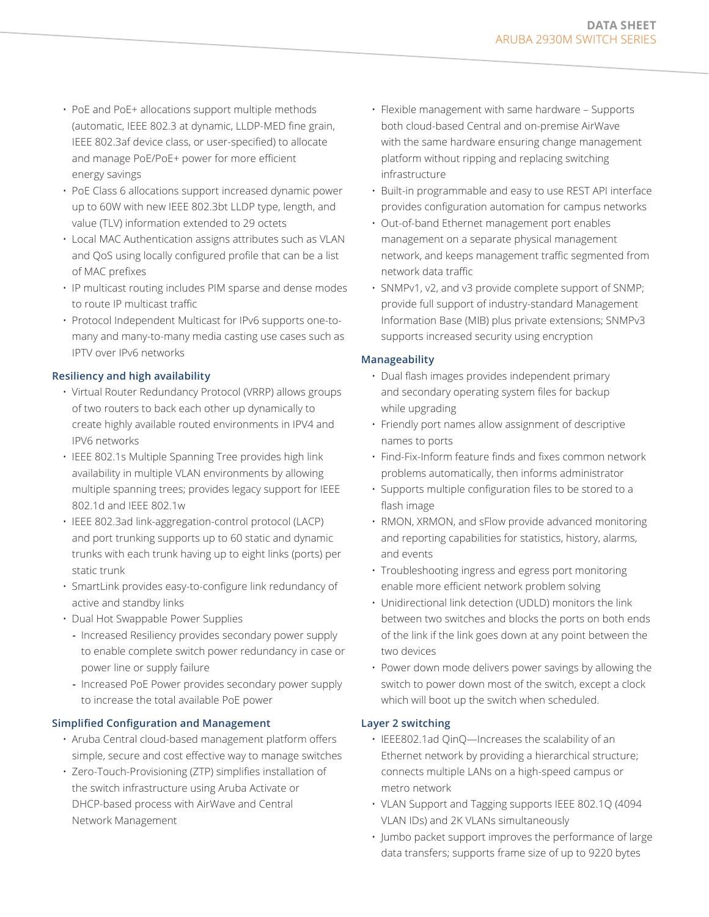- PoE and PoE+ allocations support multiple methods (automatic, IEEE 802.3 at dynamic, LLDP-MED fine grain, IEEE 802.3af device class, or user-specified) to allocate and manage PoE/PoE+ power for more efficient energy savings
- PoE Class 6 allocations support increased dynamic power up to 60W with new IEEE 802.3bt LLDP type, length, and value (TLV) information extended to 29 octets
- Local MAC Authentication assigns attributes such as VLAN and QoS using locally configured profile that can be a list of MAC prefixes
- IP multicast routing includes PIM sparse and dense modes to route IP multicast traffic
- Protocol Independent Multicast for IPv6 supports one-to-many and many-to-many media casting use cases such as IPTV over IPv6 networks

### Resiliency and high availability

- Virtual Router Redundancy Protocol (VRRP) allows groups of two routers to back each other up dynamically to create highly available routed environments in IPV4 and IPV6 networks
- IEEE 802.1s Multiple Spanning Tree provides high link availability in multiple VLAN environments by allowing multiple spanning trees; provides legacy support for IEEE 802.1d and IEEE 802.1w
- IEEE 802.3ad link-aggregation-control protocol (LACP) and port trunking supports up to 60 static and dynamic trunks with each trunk having up to eight links (ports) per static trunk
- SmartLink provides easy-to-configure link redundancy of active and standby links
- Dual Hot Swappable Power Supplies
  - Increased Resiliency provides secondary power supply to enable complete switch power redundancy in case or power line or supply failure
  - Increased PoE Power provides secondary power supply to increase the total available PoE power

### Simplified Configuration and Management

- Aruba Central cloud-based management platform offers simple, secure and cost effective way to manage switches
- Zero-Touch-Provisioning (ZTP) simplifies installation of the switch infrastructure using Aruba Activate or DHCP-based process with AirWave and Central Network Management
- Flexible management with same hardware – Supports both cloud-based Central and on-premise AirWave with the same hardware ensuring change management platform without ripping and replacing switching infrastructure
- Built-in programmable and easy to use REST API interface provides configuration automation for campus networks
- Out-of-band Ethernet management port enables management on a separate physical management network, and keeps management traffic segmented from network data traffic
- SNMPv1, v2, and v3 provide complete support of SNMP; provide full support of industry-standard Management Information Base (MIB) plus private extensions; SNMPv3 supports increased security using encryption

### Manageability

- Dual flash images provides independent primary and secondary operating system files for backup while upgrading
- Friendly port names allow assignment of descriptive names to ports
- Find-Fix-Inform feature finds and fixes common network problems automatically, then informs administrator
- Supports multiple configuration files to be stored to a flash image
- RMON, XRMON, and sFlow provide advanced monitoring and reporting capabilities for statistics, history, alarms, and events
- Troubleshooting ingress and egress port monitoring enable more efficient network problem solving
- Unidirectional link detection (UDLD) monitors the link between two switches and blocks the ports on both ends of the link if the link goes down at any point between the two devices
- Power down mode delivers power savings by allowing the switch to power down most of the switch, except a clock which will boot up the switch when scheduled.

### Layer 2 switching

- IEEE802.1ad QinQ—Increases the scalability of an Ethernet network by providing a hierarchical structure; connects multiple LANs on a high-speed campus or metro network
- VLAN Support and Tagging supports IEEE 802.1Q (4094 VLAN IDs) and 2K VLANs simultaneously
- Jumbo packet support improves the performance of large data transfers; supports frame size of up to 9220 bytes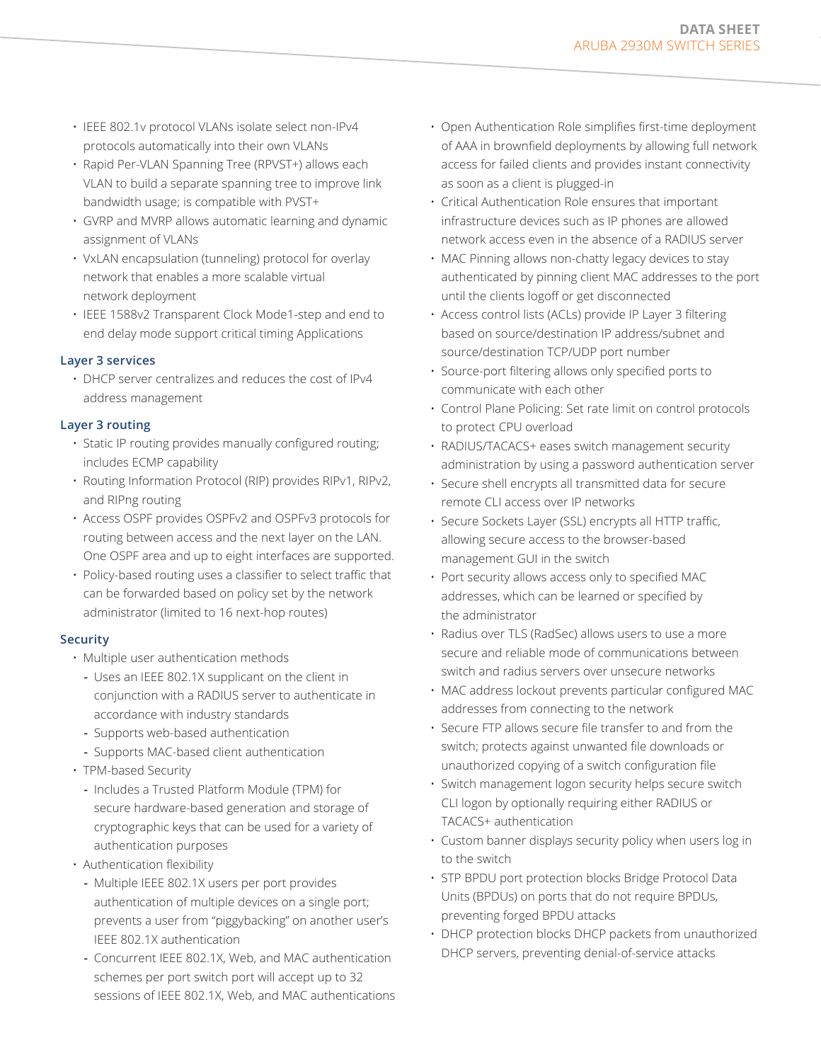- IEEE 802.1v protocol VLANs isolate select non-IPv4 protocols automatically into their own VLANs
- Rapid Per-VLAN Spanning Tree (RPVST+) allows each VLAN to build a separate spanning tree to improve link bandwidth usage; is compatible with PVST+
- GVRP and MVRP allows automatic learning and dynamic assignment of VLANs
- VxLAN encapsulation (tunneling) protocol for overlay network that enables a more scalable virtual network deployment
- IEEE 1588v2 Transparent Clock Mode1-step and end to end delay mode support critical timing Applications

### Layer 3 services

- DHCP server centralizes and reduces the cost of IPv4 address management

### Layer 3 routing

- Static IP routing provides manually configured routing; includes ECMP capability
- Routing Information Protocol (RIP) provides RIPv1, RIPv2, and RIPng routing
- Access OSPF provides OSPFv2 and OSPFv3 protocols for routing between access and the next layer on the LAN. One OSPF area and up to eight interfaces are supported.
- Policy-based routing uses a classifier to select traffic that can be forwarded based on policy set by the network administrator (limited to 16 next-hop routes)

### Security

- Multiple user authentication methods
  - Uses an IEEE 802.1X supplicant on the client in conjunction with a RADIUS server to authenticate in accordance with industry standards
  - Supports web-based authentication
  - Supports MAC-based client authentication
- TPM-based Security
  - Includes a Trusted Platform Module (TPM) for secure hardware-based generation and storage of cryptographic keys that can be used for a variety of authentication purposes
- Authentication flexibility
  - Multiple IEEE 802.1X users per port provides authentication of multiple devices on a single port; prevents a user from "piggybacking" on another user's IEEE 802.1X authentication
  - Concurrent IEEE 802.1X, Web, and MAC authentication schemes per port switch port will accept up to 32 sessions of IEEE 802.1X, Web, and MAC authentications
- Open Authentication Role simplifies first-time deployment of AAA in brownfield deployments by allowing full network access for failed clients and provides instant connectivity as soon as a client is plugged-in
- Critical Authentication Role ensures that important infrastructure devices such as IP phones are allowed network access even in the absence of a RADIUS server
- MAC Pinning allows non-chatty legacy devices to stay authenticated by pinning client MAC addresses to the port until the clients logoff or get disconnected
- Access control lists (ACLs) provide IP Layer 3 filtering based on source/destination IP address/subnet and source/destination TCP/UDP port number
- Source-port filtering allows only specified ports to communicate with each other
- Control Plane Policing: Set rate limit on control protocols to protect CPU overload
- RADIUS/TACACS+ eases switch management security administration by using a password authentication server
- Secure shell encrypts all transmitted data for secure remote CLI access over IP networks
- Secure Sockets Layer (SSL) encrypts all HTTP traffic, allowing secure access to the browser-based management GUI in the switch
- Port security allows access only to specified MAC addresses, which can be learned or specified by the administrator
- Radius over TLS (RadSec) allows users to use a more secure and reliable mode of communications between switch and radius servers over unsecure networks
- MAC address lockout prevents particular configured MAC addresses from connecting to the network
- Secure FTP allows secure file transfer to and from the switch; protects against unwanted file downloads or unauthorized copying of a switch configuration file
- Switch management logon security helps secure switch CLI logon by optionally requiring either RADIUS or TACACS+ authentication
- Custom banner displays security policy when users log in to the switch
- STP BPDU port protection blocks Bridge Protocol Data Units (BPDUs) on ports that do not require BPDUs, preventing forged BPDU attacks
- DHCP protection blocks DHCP packets from unauthorized DHCP servers, preventing denial-of-service attacks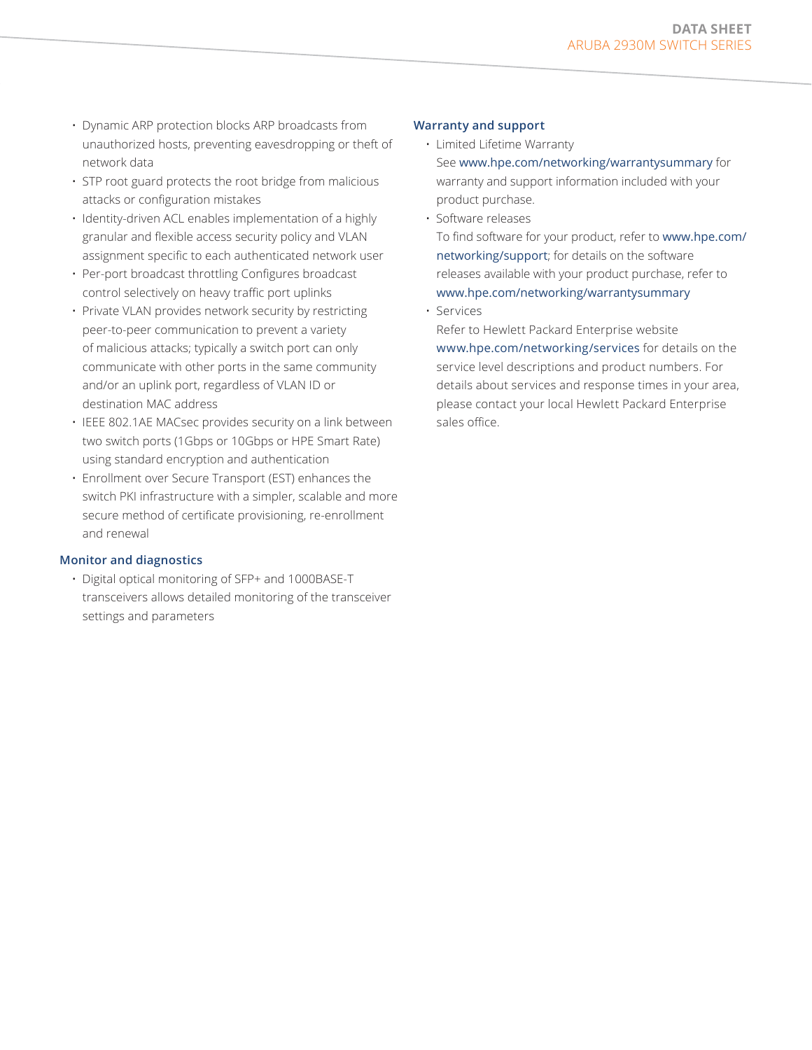- Dynamic ARP protection blocks ARP broadcasts from unauthorized hosts, preventing eavesdropping or theft of network data
- STP root guard protects the root bridge from malicious attacks or configuration mistakes
- Identity-driven ACL enables implementation of a highly granular and flexible access security policy and VLAN assignment specific to each authenticated network user
- Per-port broadcast throttling Configures broadcast control selectively on heavy traffic port uplinks
- Private VLAN provides network security by restricting peer-to-peer communication to prevent a variety of malicious attacks; typically a switch port can only communicate with other ports in the same community and/or an uplink port, regardless of VLAN ID or destination MAC address
- IEEE 802.1AE MACsec provides security on a link between two switch ports (1Gbps or 10Gbps or HPE Smart Rate) using standard encryption and authentication
- Enrollment over Secure Transport (EST) enhances the switch PKI infrastructure with a simpler, scalable and more secure method of certificate provisioning, re-enrollment and renewal

### Monitor and diagnostics

- Digital optical monitoring of SFP+ and 1000BASE-T transceivers allows detailed monitoring of the transceiver settings and parameters

### Warranty and support

- Limited Lifetime Warranty
  See www.hpe.com/networking/warrantysummary for warranty and support information included with your product purchase.
- Software releases
  To find software for your product, refer to www.hpe.com/networking/support; for details on the software releases available with your product purchase, refer to www.hpe.com/networking/warrantysummary
- Services
  Refer to Hewlett Packard Enterprise website www.hpe.com/networking/services for details on the service level descriptions and product numbers. For details about services and response times in your area, please contact your local Hewlett Packard Enterprise sales office.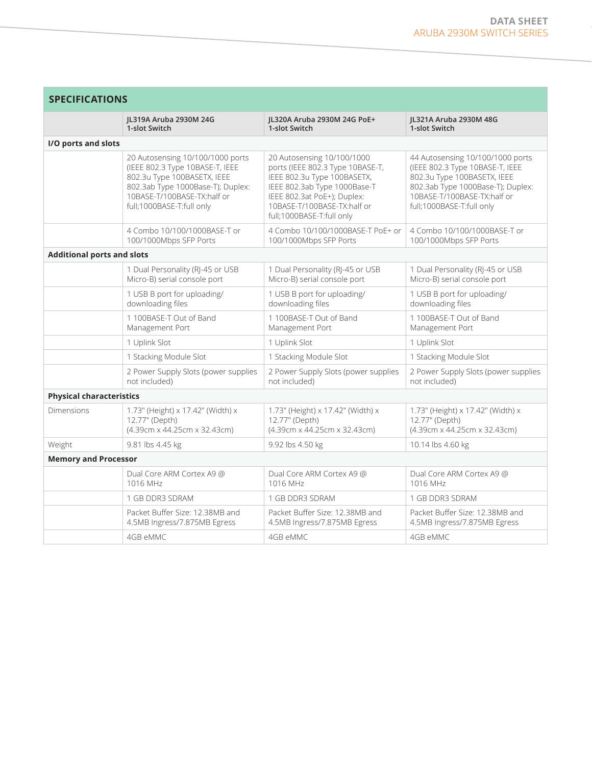## SPECIFICATIONS

| | JL319A Aruba 2930M 24G 1-slot Switch | JL320A Aruba 2930M 24G PoE+ 1-slot Switch | JL321A Aruba 2930M 48G 1-slot Switch |
|---|---|---|---|
| **I/O ports and slots** | | | |
| | 20 Autosensing 10/100/1000 ports (IEEE 802.3 Type 10BASE-T, IEEE 802.3u Type 100BASETX, IEEE 802.3ab Type 1000Base-T); Duplex: 10BASE-T/100BASE-TX:half or full;1000BASE-T:full only | 20 Autosensing 10/100/1000 ports (IEEE 802.3 Type 10BASE-T, IEEE 802.3u Type 100BASETX, IEEE 802.3ab Type 1000Base-T IEEE 802.3at PoE+); Duplex: 10BASE-T/100BASE-TX:half or full;1000BASE-T:full only | 44 Autosensing 10/100/1000 ports (IEEE 802.3 Type 10BASE-T, IEEE 802.3u Type 100BASETX, IEEE 802.3ab Type 1000Base-T); Duplex: 10BASE-T/100BASE-TX:half or full;1000BASE-T:full only |
| | 4 Combo 10/100/1000BASE-T or 100/1000Mbps SFP Ports | 4 Combo 10/100/1000BASE-T PoE+ or 100/1000Mbps SFP Ports | 4 Combo 10/100/1000BASE-T or 100/1000Mbps SFP Ports |
| **Additional ports and slots** | | | |
| | 1 Dual Personality (RJ-45 or USB Micro-B) serial console port | 1 Dual Personality (RJ-45 or USB Micro-B) serial console port | 1 Dual Personality (RJ-45 or USB Micro-B) serial console port |
| | 1 USB B port for uploading/ downloading files | 1 USB B port for uploading/ downloading files | 1 USB B port for uploading/ downloading files |
| | 1 100BASE-T Out of Band Management Port | 1 100BASE-T Out of Band Management Port | 1 100BASE-T Out of Band Management Port |
| | 1 Uplink Slot | 1 Uplink Slot | 1 Uplink Slot |
| | 1 Stacking Module Slot | 1 Stacking Module Slot | 1 Stacking Module Slot |
| | 2 Power Supply Slots (power supplies not included) | 2 Power Supply Slots (power supplies not included) | 2 Power Supply Slots (power supplies not included) |
| **Physical characteristics** | | | |
| Dimensions | 1.73" (Height) x 17.42" (Width) x 12.77" (Depth) (4.39cm x 44.25cm x 32.43cm) | 1.73" (Height) x 17.42" (Width) x 12.77" (Depth) (4.39cm x 44.25cm x 32.43cm) | 1.73" (Height) x 17.42" (Width) x 12.77" (Depth) (4.39cm x 44.25cm x 32.43cm) |
| Weight | 9.81 lbs 4.45 kg | 9.92 lbs 4.50 kg | 10.14 lbs 4.60 kg |
| **Memory and Processor** | | | |
| | Dual Core ARM Cortex A9 @ 1016 MHz | Dual Core ARM Cortex A9 @ 1016 MHz | Dual Core ARM Cortex A9 @ 1016 MHz |
| | 1 GB DDR3 SDRAM | 1 GB DDR3 SDRAM | 1 GB DDR3 SDRAM |
| | Packet Buffer Size: 12.38MB and 4.5MB Ingress/7.875MB Egress | Packet Buffer Size: 12.38MB and 4.5MB Ingress/7.875MB Egress | Packet Buffer Size: 12.38MB and 4.5MB Ingress/7.875MB Egress |
| | 4GB eMMC | 4GB eMMC | 4GB eMMC |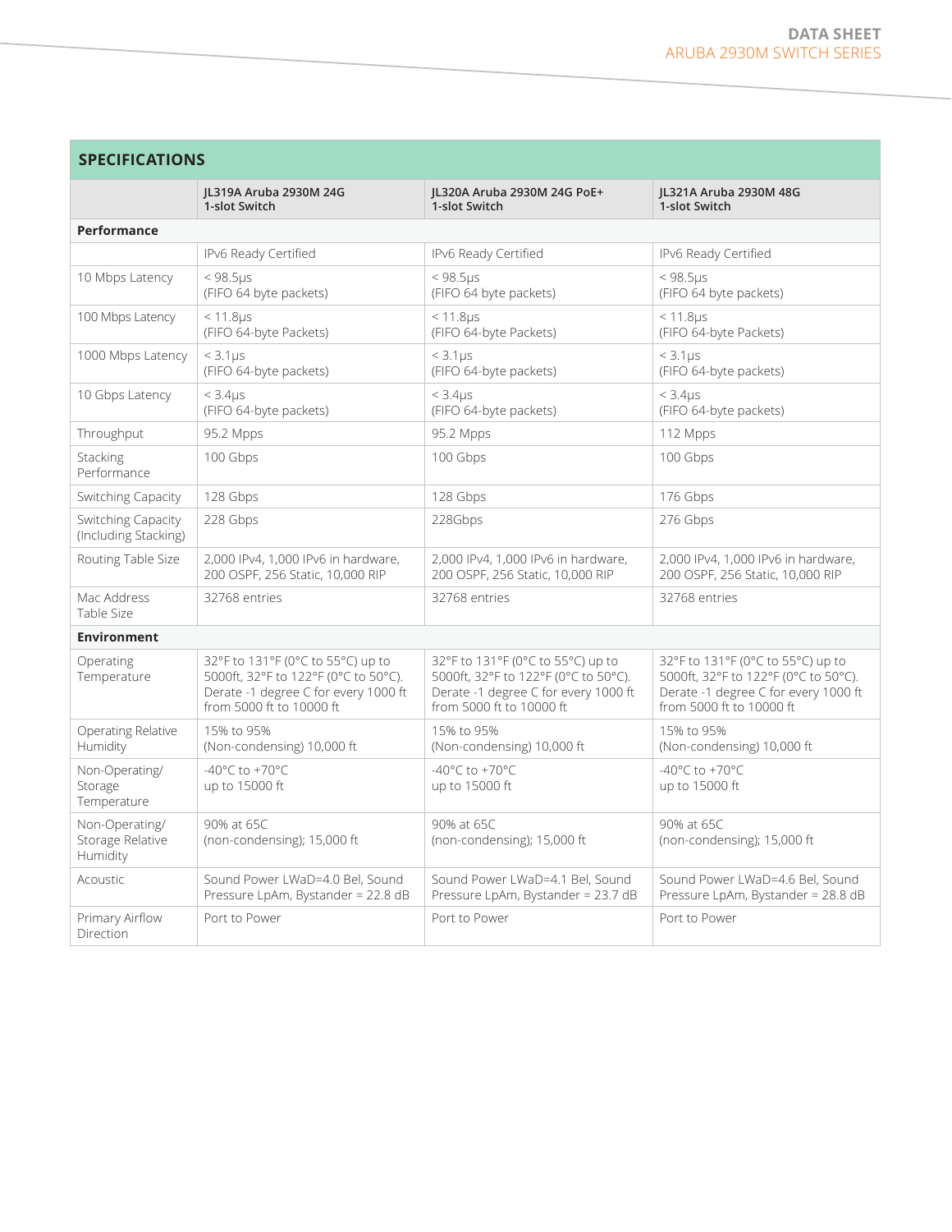## SPECIFICATIONS

| | JL319A Aruba 2930M 24G 1-slot Switch | JL320A Aruba 2930M 24G PoE+ 1-slot Switch | JL321A Aruba 2930M 48G 1-slot Switch |
|---|---|---|---|
| **Performance** | | | |
| | IPv6 Ready Certified | IPv6 Ready Certified | IPv6 Ready Certified |
| 10 Mbps Latency | < 98.5µs (FIFO 64 byte packets) | < 98.5µs (FIFO 64 byte packets) | < 98.5µs (FIFO 64 byte packets) |
| 100 Mbps Latency | < 11.8µs (FIFO 64-byte Packets) | < 11.8µs (FIFO 64-byte Packets) | < 11.8µs (FIFO 64-byte Packets) |
| 1000 Mbps Latency | < 3.1µs (FIFO 64-byte packets) | < 3.1µs (FIFO 64-byte packets) | < 3.1µs (FIFO 64-byte packets) |
| 10 Gbps Latency | < 3.4µs (FIFO 64-byte packets) | < 3.4µs (FIFO 64-byte packets) | < 3.4µs (FIFO 64-byte packets) |
| Throughput | 95.2 Mpps | 95.2 Mpps | 112 Mpps |
| Stacking Performance | 100 Gbps | 100 Gbps | 100 Gbps |
| Switching Capacity | 128 Gbps | 128 Gbps | 176 Gbps |
| Switching Capacity (Including Stacking) | 228 Gbps | 228Gbps | 276 Gbps |
| Routing Table Size | 2,000 IPv4, 1,000 IPv6 in hardware, 200 OSPF, 256 Static, 10,000 RIP | 2,000 IPv4, 1,000 IPv6 in hardware, 200 OSPF, 256 Static, 10,000 RIP | 2,000 IPv4, 1,000 IPv6 in hardware, 200 OSPF, 256 Static, 10,000 RIP |
| Mac Address Table Size | 32768 entries | 32768 entries | 32768 entries |
| **Environment** | | | |
| Operating Temperature | 32°F to 131°F (0°C to 55°C) up to 5000ft, 32°F to 122°F (0°C to 50°C). Derate -1 degree C for every 1000 ft from 5000 ft to 10000 ft | 32°F to 131°F (0°C to 55°C) up to 5000ft, 32°F to 122°F (0°C to 50°C). Derate -1 degree C for every 1000 ft from 5000 ft to 10000 ft | 32°F to 131°F (0°C to 55°C) up to 5000ft, 32°F to 122°F (0°C to 50°C). Derate -1 degree C for every 1000 ft from 5000 ft to 10000 ft |
| Operating Relative Humidity | 15% to 95% (Non-condensing) 10,000 ft | 15% to 95% (Non-condensing) 10,000 ft | 15% to 95% (Non-condensing) 10,000 ft |
| Non-Operating/ Storage Temperature | -40°C to +70°C up to 15000 ft | -40°C to +70°C up to 15000 ft | -40°C to +70°C up to 15000 ft |
| Non-Operating/ Storage Relative Humidity | 90% at 65C (non-condensing); 15,000 ft | 90% at 65C (non-condensing); 15,000 ft | 90% at 65C (non-condensing); 15,000 ft |
| Acoustic | Sound Power LWaD=4.0 Bel, Sound Pressure LpAm, Bystander = 22.8 dB | Sound Power LWaD=4.1 Bel, Sound Pressure LpAm, Bystander = 23.7 dB | Sound Power LWaD=4.6 Bel, Sound Pressure LpAm, Bystander = 28.8 dB |
| Primary Airflow Direction | Port to Power | Port to Power | Port to Power |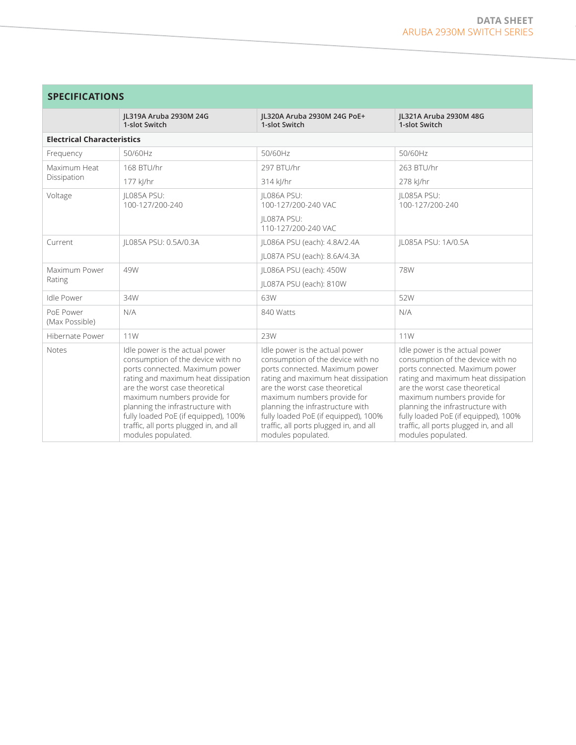## SPECIFICATIONS

| | JL319A Aruba 2930M 24G 1-slot Switch | JL320A Aruba 2930M 24G PoE+ 1-slot Switch | JL321A Aruba 2930M 48G 1-slot Switch |
|---|---|---|---|
| **Electrical Characteristics** | | | |
| Frequency | 50/60Hz | 50/60Hz | 50/60Hz |
| Maximum Heat Dissipation | 168 BTU/hr<br>177 kJ/hr | 297 BTU/hr<br>314 kJ/hr | 263 BTU/hr<br>278 kJ/hr |
| Voltage | JL085A PSU:<br>100-127/200-240 | JL086A PSU:<br>100-127/200-240 VAC<br>JL087A PSU:<br>110-127/200-240 VAC | JL085A PSU:<br>100-127/200-240 |
| Current | JL085A PSU: 0.5A/0.3A | JL086A PSU (each): 4.8A/2.4A<br>JL087A PSU (each): 8.6A/4.3A | JL085A PSU: 1A/0.5A |
| Maximum Power Rating | 49W | JL086A PSU (each): 450W<br>JL087A PSU (each): 810W | 78W |
| Idle Power | 34W | 63W | 52W |
| PoE Power (Max Possible) | N/A | 840 Watts | N/A |
| Hibernate Power | 11W | 23W | 11W |
| Notes | Idle power is the actual power consumption of the device with no ports connected. Maximum power rating and maximum heat dissipation are the worst case theoretical maximum numbers provide for planning the infrastructure with fully loaded PoE (if equipped), 100% traffic, all ports plugged in, and all modules populated. | Idle power is the actual power consumption of the device with no ports connected. Maximum power rating and maximum heat dissipation are the worst case theoretical maximum numbers provide for planning the infrastructure with fully loaded PoE (if equipped), 100% traffic, all ports plugged in, and all modules populated. | Idle power is the actual power consumption of the device with no ports connected. Maximum power rating and maximum heat dissipation are the worst case theoretical maximum numbers provide for planning the infrastructure with fully loaded PoE (if equipped), 100% traffic, all ports plugged in, and all modules populated. |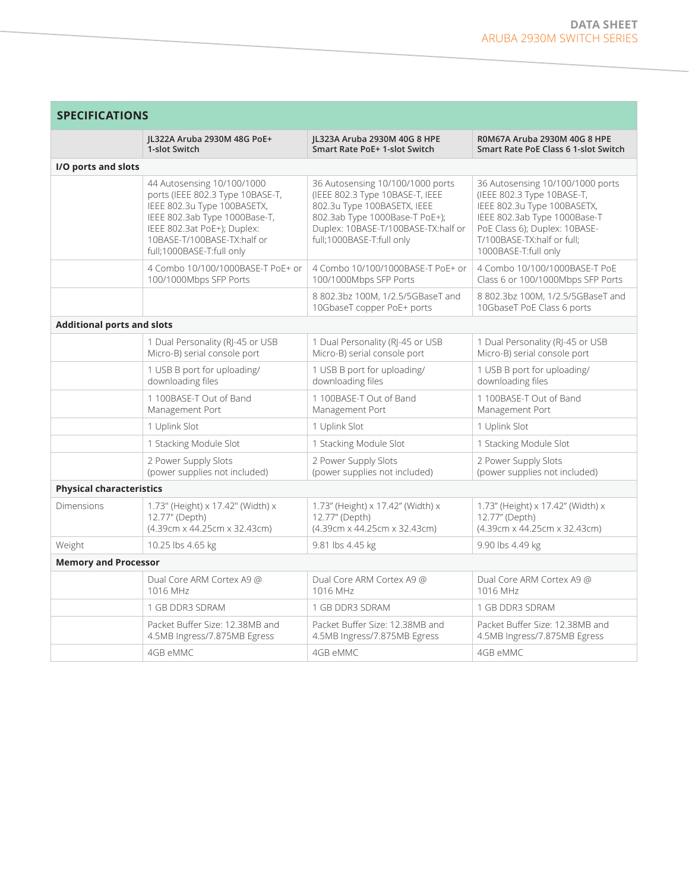## SPECIFICATIONS

| | JL322A Aruba 2930M 48G PoE+ 1-slot Switch | JL323A Aruba 2930M 40G 8 HPE Smart Rate PoE+ 1-slot Switch | R0M67A Aruba 2930M 40G 8 HPE Smart Rate PoE Class 6 1-slot Switch |
|---|---|---|---|
| **I/O ports and slots** | | | |
| | 44 Autosensing 10/100/1000 ports (IEEE 802.3 Type 10BASE-T, IEEE 802.3u Type 100BASETX, IEEE 802.3ab Type 1000Base-T, IEEE 802.3at PoE+); Duplex: 10BASE-T/100BASE-TX:half or full;1000BASE-T:full only | 36 Autosensing 10/100/1000 ports (IEEE 802.3 Type 10BASE-T, IEEE 802.3u Type 100BASETX, IEEE 802.3ab Type 1000Base-T PoE+); Duplex: 10BASE-T/100BASE-TX:half or full;1000BASE-T:full only | 36 Autosensing 10/100/1000 ports (IEEE 802.3 Type 10BASE-T, IEEE 802.3u Type 100BASETX, IEEE 802.3ab Type 1000Base-T PoE Class 6); Duplex: 10BASE-T/100BASE-TX:half or full; 1000BASE-T:full only |
| | 4 Combo 10/100/1000BASE-T PoE+ or 100/1000Mbps SFP Ports | 4 Combo 10/100/1000BASE-T PoE+ or 100/1000Mbps SFP Ports | 4 Combo 10/100/1000BASE-T PoE Class 6 or 100/1000Mbps SFP Ports |
| | | 8 802.3bz 100M, 1/2.5/5GBaseT and 10GbaseT copper PoE+ ports | 8 802.3bz 100M, 1/2.5/5GBaseT and 10GbaseT PoE Class 6 ports |
| **Additional ports and slots** | | | |
| | 1 Dual Personality (RJ-45 or USB Micro-B) serial console port | 1 Dual Personality (RJ-45 or USB Micro-B) serial console port | 1 Dual Personality (RJ-45 or USB Micro-B) serial console port |
| | 1 USB B port for uploading/ downloading files | 1 USB B port for uploading/ downloading files | 1 USB B port for uploading/ downloading files |
| | 1 100BASE-T Out of Band Management Port | 1 100BASE-T Out of Band Management Port | 1 100BASE-T Out of Band Management Port |
| | 1 Uplink Slot | 1 Uplink Slot | 1 Uplink Slot |
| | 1 Stacking Module Slot | 1 Stacking Module Slot | 1 Stacking Module Slot |
| | 2 Power Supply Slots (power supplies not included) | 2 Power Supply Slots (power supplies not included) | 2 Power Supply Slots (power supplies not included) |
| **Physical characteristics** | | | |
| Dimensions | 1.73" (Height) x 17.42" (Width) x 12.77" (Depth) (4.39cm x 44.25cm x 32.43cm) | 1.73" (Height) x 17.42" (Width) x 12.77" (Depth) (4.39cm x 44.25cm x 32.43cm) | 1.73" (Height) x 17.42" (Width) x 12.77" (Depth) (4.39cm x 44.25cm x 32.43cm) |
| Weight | 10.25 lbs 4.65 kg | 9.81 lbs 4.45 kg | 9.90 lbs 4.49 kg |
| **Memory and Processor** | | | |
| | Dual Core ARM Cortex A9 @ 1016 MHz | Dual Core ARM Cortex A9 @ 1016 MHz | Dual Core ARM Cortex A9 @ 1016 MHz |
| | 1 GB DDR3 SDRAM | 1 GB DDR3 SDRAM | 1 GB DDR3 SDRAM |
| | Packet Buffer Size: 12.38MB and 4.5MB Ingress/7.875MB Egress | Packet Buffer Size: 12.38MB and 4.5MB Ingress/7.875MB Egress | Packet Buffer Size: 12.38MB and 4.5MB Ingress/7.875MB Egress |
| | 4GB eMMC | 4GB eMMC | 4GB eMMC |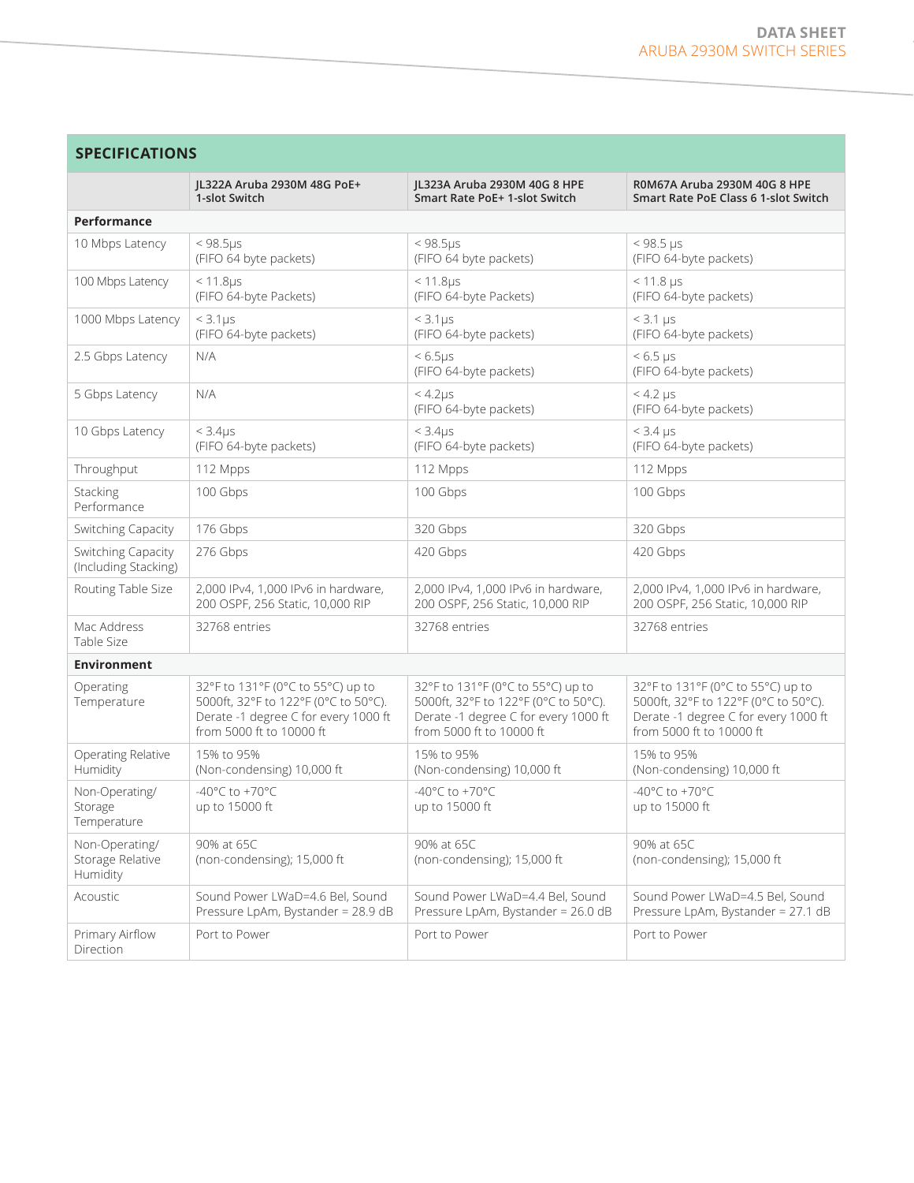## SPECIFICATIONS

| | JL322A Aruba 2930M 48G PoE+ 1-slot Switch | JL323A Aruba 2930M 40G 8 HPE Smart Rate PoE+ 1-slot Switch | R0M67A Aruba 2930M 40G 8 HPE Smart Rate PoE Class 6 1-slot Switch |
|---|---|---|---|
| **Performance** | | | |
| 10 Mbps Latency | < 98.5µs (FIFO 64 byte packets) | < 98.5µs (FIFO 64 byte packets) | < 98.5 µs (FIFO 64-byte packets) |
| 100 Mbps Latency | < 11.8µs (FIFO 64-byte Packets) | < 11.8µs (FIFO 64-byte Packets) | < 11.8 µs (FIFO 64-byte Packets) |
| 1000 Mbps Latency | < 3.1µs (FIFO 64-byte packets) | < 3.1µs (FIFO 64-byte packets) | < 3.1 µs (FIFO 64-byte packets) |
| 2.5 Gbps Latency | N/A | < 6.5µs (FIFO 64-byte packets) | < 6.5 µs (FIFO 64-byte packets) |
| 5 Gbps Latency | N/A | < 4.2µs (FIFO 64-byte packets) | < 4.2 µs (FIFO 64-byte packets) |
| 10 Gbps Latency | < 3.4µs (FIFO 64-byte packets) | < 3.4µs (FIFO 64-byte packets) | < 3.4 µs (FIFO 64-byte packets) |
| Throughput | 112 Mpps | 112 Mpps | 112 Mpps |
| Stacking Performance | 100 Gbps | 100 Gbps | 100 Gbps |
| Switching Capacity | 176 Gbps | 320 Gbps | 320 Gbps |
| Switching Capacity (Including Stacking) | 276 Gbps | 420 Gbps | 420 Gbps |
| Routing Table Size | 2,000 IPv4, 1,000 IPv6 in hardware, 200 OSPF, 256 Static, 10,000 RIP | 2,000 IPv4, 1,000 IPv6 in hardware, 200 OSPF, 256 Static, 10,000 RIP | 2,000 IPv4, 1,000 IPv6 in hardware, 200 OSPF, 256 Static, 10,000 RIP |
| Mac Address Table Size | 32768 entries | 32768 entries | 32768 entries |
| **Environment** | | | |
| Operating Temperature | 32°F to 131°F (0°C to 55°C) up to 5000ft, 32°F to 122°F (0°C to 50°C). Derate -1 degree C for every 1000 ft from 5000 ft to 10000 ft | 32°F to 131°F (0°C to 55°C) up to 5000ft, 32°F to 122°F (0°C to 50°C). Derate -1 degree C for every 1000 ft from 5000 ft to 10000 ft | 32°F to 131°F (0°C to 55°C) up to 5000ft, 32°F to 122°F (0°C to 50°C). Derate -1 degree C for every 1000 ft from 5000 ft to 10000 ft |
| Operating Relative Humidity | 15% to 95% (Non-condensing) 10,000 ft | 15% to 95% (Non-condensing) 10,000 ft | 15% to 95% (Non-condensing) 10,000 ft |
| Non-Operating/ Storage Temperature | -40°C to +70°C up to 15000 ft | -40°C to +70°C up to 15000 ft | -40°C to +70°C up to 15000 ft |
| Non-Operating/ Storage Relative Humidity | 90% at 65C (non-condensing); 15,000 ft | 90% at 65C (non-condensing); 15,000 ft | 90% at 65C (non-condensing); 15,000 ft |
| Acoustic | Sound Power LWaD=4.6 Bel, Sound Pressure LpAm, Bystander = 28.9 dB | Sound Power LWaD=4.4 Bel, Sound Pressure LpAm, Bystander = 26.0 dB | Sound Power LWaD=4.5 Bel, Sound Pressure LpAm, Bystander = 27.1 dB |
| Primary Airflow Direction | Port to Power | Port to Power | Port to Power |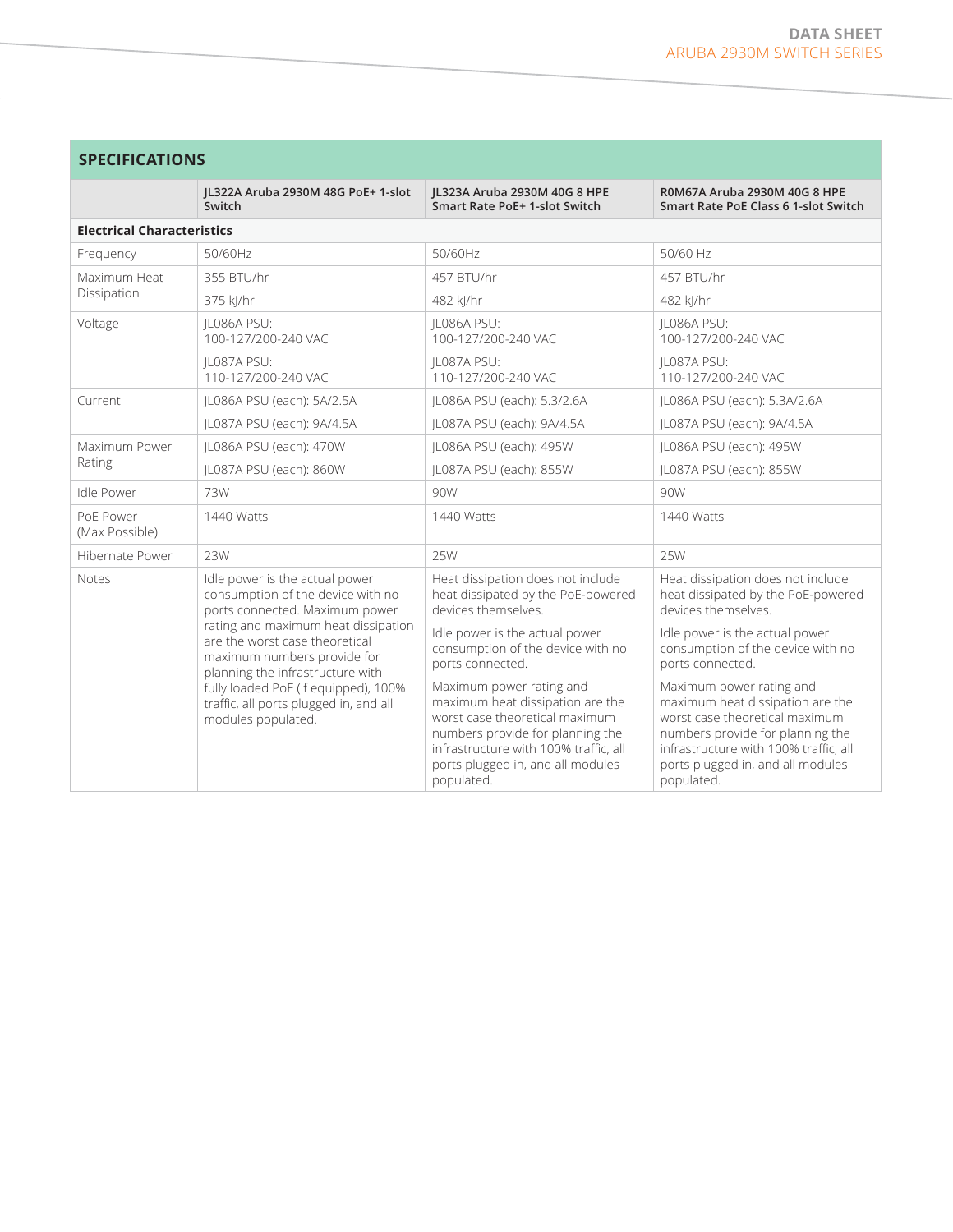## SPECIFICATIONS

| | JL322A Aruba 2930M 48G PoE+ 1-slot Switch | JL323A Aruba 2930M 40G 8 HPE Smart Rate PoE+ 1-slot Switch | R0M67A Aruba 2930M 40G 8 HPE Smart Rate PoE Class 6 1-slot Switch |
|---|---|---|---|
| **Electrical Characteristics** | | | |
| Frequency | 50/60Hz | 50/60Hz | 50/60 Hz |
| Maximum Heat Dissipation | 355 BTU/hr<br>375 kJ/hr | 457 BTU/hr<br>482 kJ/hr | 457 BTU/hr<br>482 kJ/hr |
| Voltage | JL086A PSU:<br>100-127/200-240 VAC<br>JL087A PSU:<br>110-127/200-240 VAC | JL086A PSU:<br>100-127/200-240 VAC<br>JL087A PSU:<br>110-127/200-240 VAC | JL086A PSU:<br>100-127/200-240 VAC<br>JL087A PSU:<br>110-127/200-240 VAC |
| Current | JL086A PSU (each): 5A/2.5A<br>JL087A PSU (each): 9A/4.5A | JL086A PSU (each): 5.3/2.6A<br>JL087A PSU (each): 9A/4.5A | JL086A PSU (each): 5.3A/2.6A<br>JL087A PSU (each): 9A/4.5A |
| Maximum Power Rating | JL086A PSU (each): 470W<br>JL087A PSU (each): 860W | JL086A PSU (each): 495W<br>JL087A PSU (each): 855W | JL086A PSU (each): 495W<br>JL087A PSU (each): 855W |
| Idle Power | 73W | 90W | 90W |
| PoE Power (Max Possible) | 1440 Watts | 1440 Watts | 1440 Watts |
| Hibernate Power | 23W | 25W | 25W |
| Notes | Idle power is the actual power consumption of the device with no ports connected. Maximum power rating and maximum heat dissipation are the worst case theoretical maximum numbers provide for planning the infrastructure with fully loaded PoE (if equipped), 100% traffic, all ports plugged in, and all modules populated. | Heat dissipation does not include heat dissipated by the PoE-powered devices themselves.<br>Idle power is the actual power consumption of the device with no ports connected.<br>Maximum power rating and maximum heat dissipation are the worst case theoretical maximum numbers provide for planning the infrastructure with 100% traffic, all ports plugged in, and all modules populated. | Heat dissipation does not include heat dissipated by the PoE-powered devices themselves.<br>Idle power is the actual power consumption of the device with no ports connected.<br>Maximum power rating and maximum heat dissipation are the worst case theoretical maximum numbers provide for planning the infrastructure with 100% traffic, all ports plugged in, and all modules populated. |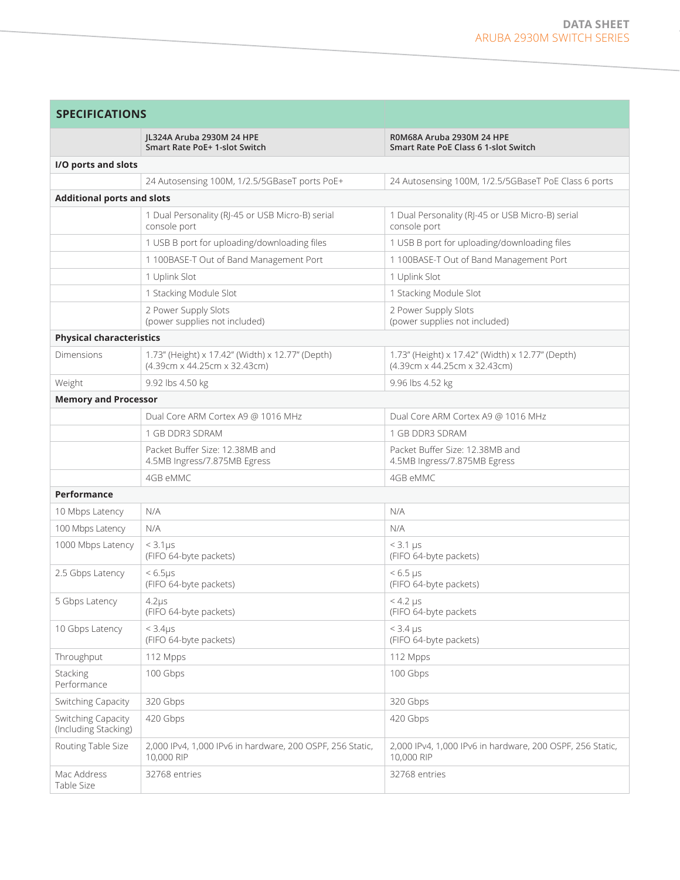| SPECIFICATIONS | | |
|---|---|---|
| | **JL324A Aruba 2930M 24 HPE Smart Rate PoE+ 1-slot Switch** | **R0M68A Aruba 2930M 24 HPE Smart Rate PoE Class 6 1-slot Switch** |
| **I/O ports and slots** | | |
| | 24 Autosensing 100M, 1/2.5/5GBaseT ports PoE+ | 24 Autosensing 100M, 1/2.5/5GBaseT PoE Class 6 ports |
| **Additional ports and slots** | | |
| | 1 Dual Personality (RJ-45 or USB Micro-B) serial console port | 1 Dual Personality (RJ-45 or USB Micro-B) serial console port |
| | 1 USB B port for uploading/downloading files | 1 USB B port for uploading/downloading files |
| | 1 100BASE-T Out of Band Management Port | 1 100BASE-T Out of Band Management Port |
| | 1 Uplink Slot | 1 Uplink Slot |
| | 1 Stacking Module Slot | 1 Stacking Module Slot |
| | 2 Power Supply Slots (power supplies not included) | 2 Power Supply Slots (power supplies not included) |
| **Physical characteristics** | | |
| Dimensions | 1.73" (Height) x 17.42" (Width) x 12.77" (Depth) (4.39cm x 44.25cm x 32.43cm) | 1.73" (Height) x 17.42" (Width) x 12.77" (Depth) (4.39cm x 44.25cm x 32.43cm) |
| Weight | 9.92 lbs 4.50 kg | 9.96 lbs 4.52 kg |
| **Memory and Processor** | | |
| | Dual Core ARM Cortex A9 @ 1016 MHz | Dual Core ARM Cortex A9 @ 1016 MHz |
| | 1 GB DDR3 SDRAM | 1 GB DDR3 SDRAM |
| | Packet Buffer Size: 12.38MB and 4.5MB Ingress/7.875MB Egress | Packet Buffer Size: 12.38MB and 4.5MB Ingress/7.875MB Egress |
| | 4GB eMMC | 4GB eMMC |
| **Performance** | | |
| 10 Mbps Latency | N/A | N/A |
| 100 Mbps Latency | N/A | N/A |
| 1000 Mbps Latency | < 3.1µs (FIFO 64-byte packets) | < 3.1 µs (FIFO 64-byte packets) |
| 2.5 Gbps Latency | < 6.5µs (FIFO 64-byte packets) | < 6.5 µs (FIFO 64-byte packets) |
| 5 Gbps Latency | 4.2µs (FIFO 64-byte packets) | < 4.2 µs (FIFO 64-byte packets |
| 10 Gbps Latency | < 3.4µs (FIFO 64-byte packets) | < 3.4 µs (FIFO 64-byte packets) |
| Throughput | 112 Mpps | 112 Mpps |
| Stacking Performance | 100 Gbps | 100 Gbps |
| Switching Capacity | 320 Gbps | 320 Gbps |
| Switching Capacity (Including Stacking) | 420 Gbps | 420 Gbps |
| Routing Table Size | 2,000 IPv4, 1,000 IPv6 in hardware, 200 OSPF, 256 Static, 10,000 RIP | 2,000 IPv4, 1,000 IPv6 in hardware, 200 OSPF, 256 Static, 10,000 RIP |
| Mac Address Table Size | 32768 entries | 32768 entries |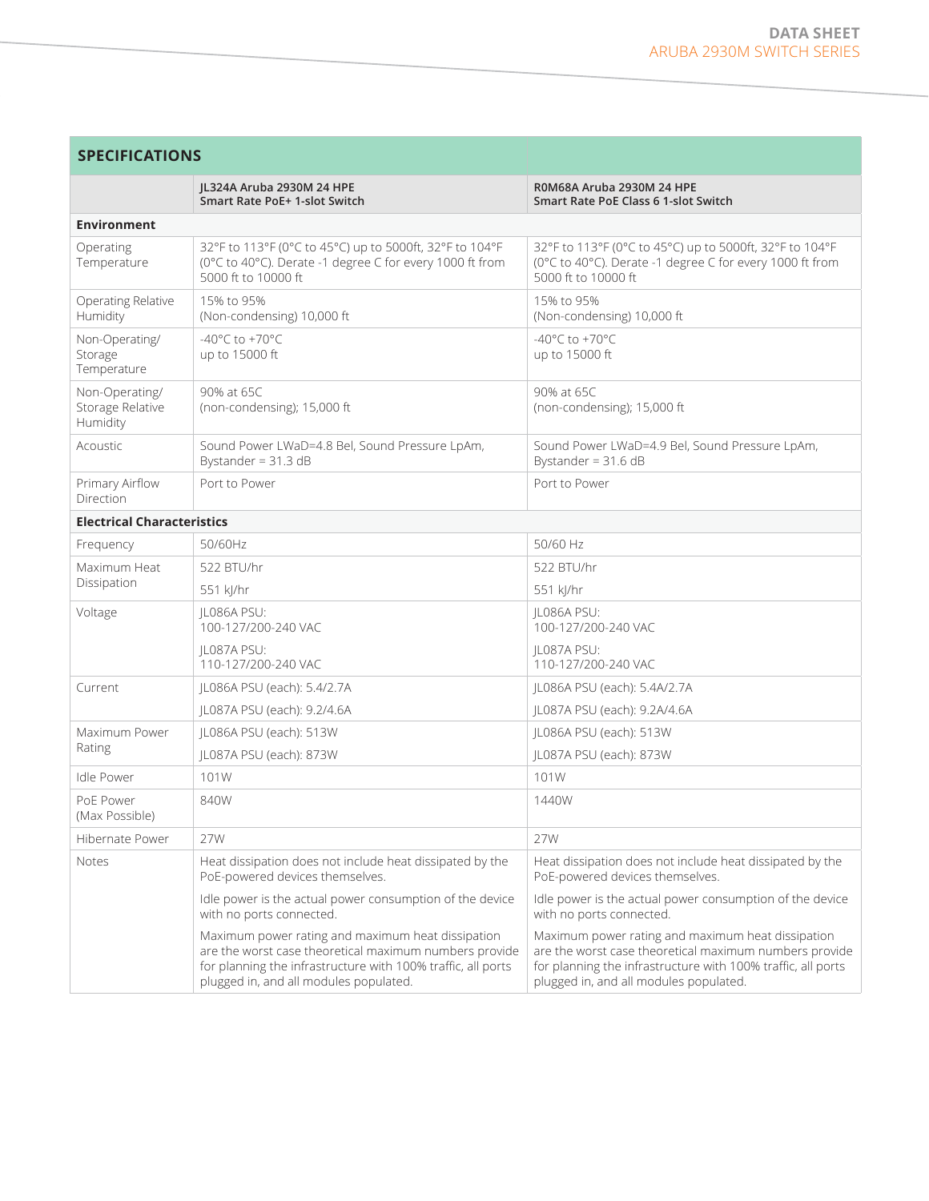## SPECIFICATIONS

| | JL324A Aruba 2930M 24 HPE Smart Rate PoE+ 1-slot Switch | R0M68A Aruba 2930M 24 HPE Smart Rate PoE Class 6 1-slot Switch |
|---|---|---|
| **Environment** | | |
| Operating Temperature | 32°F to 113°F (0°C to 45°C) up to 5000ft, 32°F to 104°F (0°C to 40°C). Derate -1 degree C for every 1000 ft from 5000 ft to 10000 ft | 32°F to 113°F (0°C to 45°C) up to 5000ft, 32°F to 104°F (0°C to 40°C). Derate -1 degree C for every 1000 ft from 5000 ft to 10000 ft |
| Operating Relative Humidity | 15% to 95% (Non-condensing) 10,000 ft | 15% to 95% (Non-condensing) 10,000 ft |
| Non-Operating/ Storage Temperature | -40°C to +70°C up to 15000 ft | -40°C to +70°C up to 15000 ft |
| Non-Operating/ Storage Relative Humidity | 90% at 65C (non-condensing); 15,000 ft | 90% at 65C (non-condensing); 15,000 ft |
| Acoustic | Sound Power LWaD=4.8 Bel, Sound Pressure LpAm, Bystander = 31.3 dB | Sound Power LWaD=4.9 Bel, Sound Pressure LpAm, Bystander = 31.6 dB |
| Primary Airflow Direction | Port to Power | Port to Power |
| **Electrical Characteristics** | | |
| Frequency | 50/60Hz | 50/60 Hz |
| Maximum Heat Dissipation | 522 BTU/hr<br>551 kJ/hr | 522 BTU/hr<br>551 kJ/hr |
| Voltage | JL086A PSU:<br>100-127/200-240 VAC<br>JL087A PSU:<br>110-127/200-240 VAC | JL086A PSU:<br>100-127/200-240 VAC<br>JL087A PSU:<br>110-127/200-240 VAC |
| Current | JL086A PSU (each): 5.4/2.7A<br>JL087A PSU (each): 9.2/4.6A | JL086A PSU (each): 5.4A/2.7A<br>JL087A PSU (each): 9.2A/4.6A |
| Maximum Power Rating | JL086A PSU (each): 513W<br>JL087A PSU (each): 873W | JL086A PSU (each): 513W<br>JL087A PSU (each): 873W |
| Idle Power | 101W | 101W |
| PoE Power (Max Possible) | 840W | 1440W |
| Hibernate Power | 27W | 27W |
| Notes | Heat dissipation does not include heat dissipated by the PoE-powered devices themselves.<br>Idle power is the actual power consumption of the device with no ports connected.<br>Maximum power rating and maximum heat dissipation are the worst case theoretical maximum numbers provide for planning the infrastructure with 100% traffic, all ports plugged in, and all modules populated. | Heat dissipation does not include heat dissipated by the PoE-powered devices themselves.<br>Idle power is the actual power consumption of the device with no ports connected.<br>Maximum power rating and maximum heat dissipation are the worst case theoretical maximum numbers provide for planning the infrastructure with 100% traffic, all ports plugged in, and all modules populated. |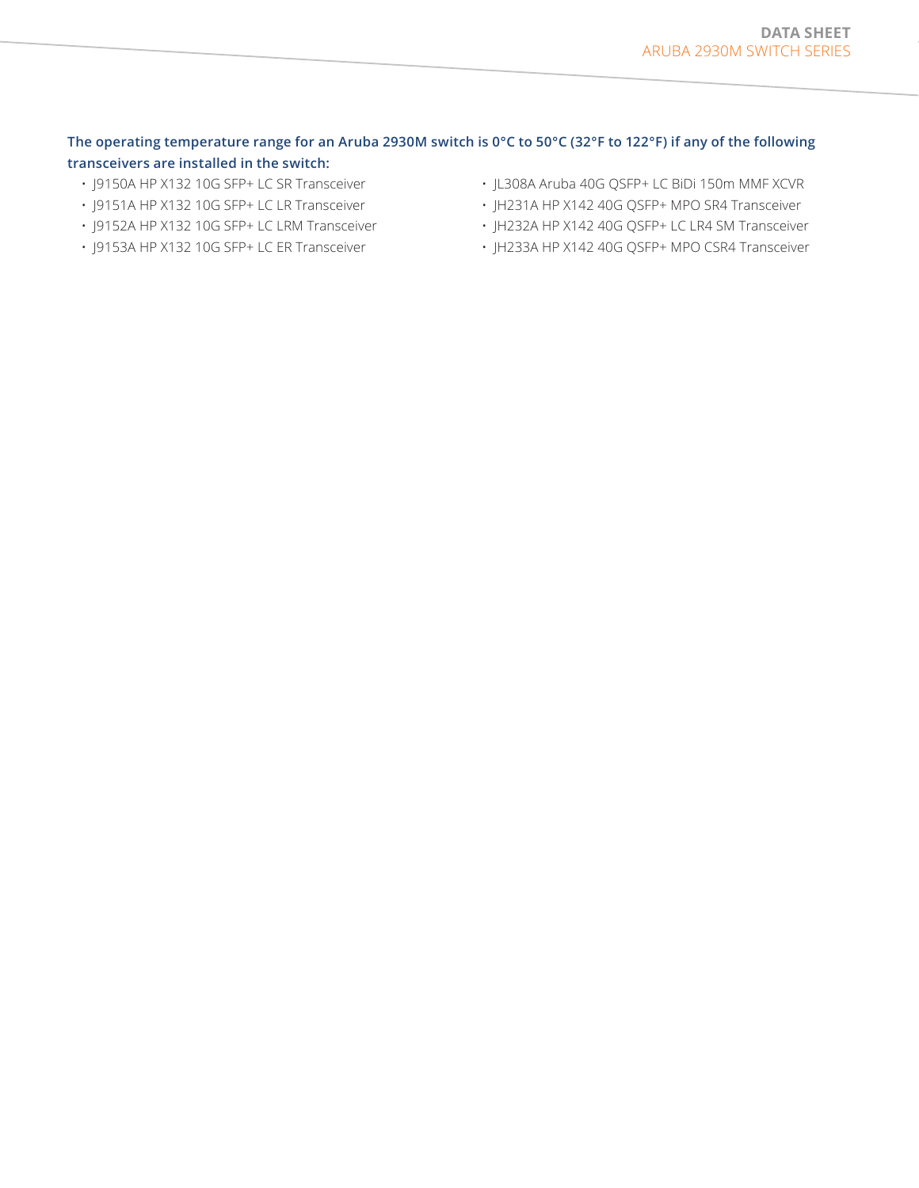**The operating temperature range for an Aruba 2930M switch is 0°C to 50°C (32°F to 122°F) if any of the following transceivers are installed in the switch:**

- J9150A HP X132 10G SFP+ LC SR Transceiver
- J9151A HP X132 10G SFP+ LC LR Transceiver
- J9152A HP X132 10G SFP+ LC LRM Transceiver
- J9153A HP X132 10G SFP+ LC ER Transceiver
- JL308A Aruba 40G QSFP+ LC BiDi 150m MMF XCVR
- JH231A HP X142 40G QSFP+ MPO SR4 Transceiver
- JH232A HP X142 40G QSFP+ LC LR4 SM Transceiver
- JH233A HP X142 40G QSFP+ MPO CSR4 Transceiver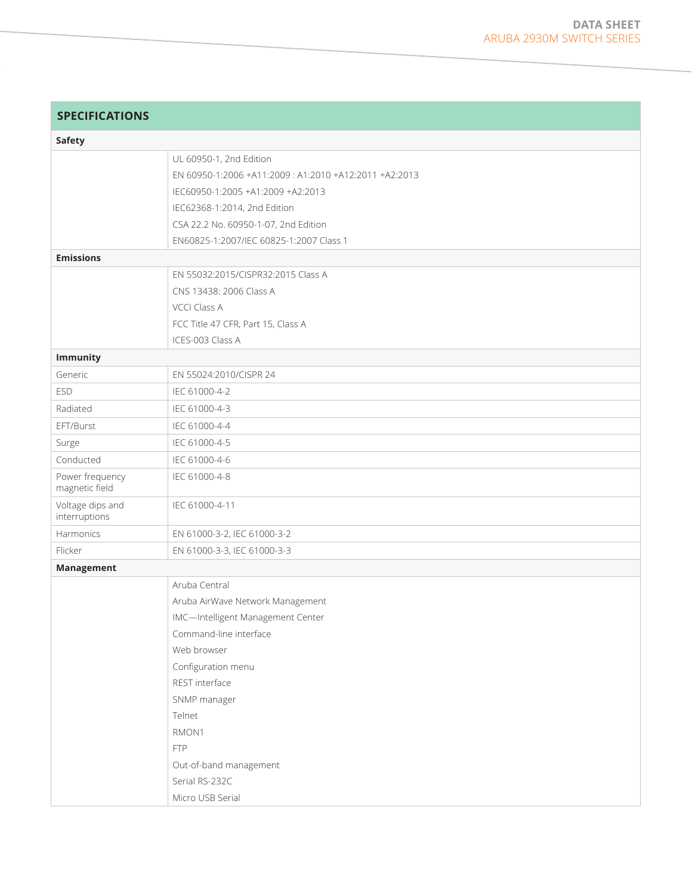## SPECIFICATIONS

| | |
|---|---|
| **Safety** | |
| | UL 60950-1, 2nd Edition |
| | EN 60950-1:2006 +A11:2009 : A1:2010 +A12:2011 +A2:2013 |
| | IEC60950-1:2005 +A1:2009 +A2:2013 |
| | IEC62368-1:2014, 2nd Edition |
| | CSA 22.2 No. 60950-1-07, 2nd Edition |
| | EN60825-1:2007/IEC 60825-1:2007 Class 1 |
| **Emissions** | |
| | EN 55032:2015/CISPR32:2015 Class A |
| | CNS 13438: 2006 Class A |
| | VCCI Class A |
| | FCC Title 47 CFR, Part 15, Class A |
| | ICES-003 Class A |
| **Immunity** | |
| Generic | EN 55024:2010/CISPR 24 |
| ESD | IEC 61000-4-2 |
| Radiated | IEC 61000-4-3 |
| EFT/Burst | IEC 61000-4-4 |
| Surge | IEC 61000-4-5 |
| Conducted | IEC 61000-4-6 |
| Power frequency magnetic field | IEC 61000-4-8 |
| Voltage dips and interruptions | IEC 61000-4-11 |
| Harmonics | EN 61000-3-2, IEC 61000-3-2 |
| Flicker | EN 61000-3-3, IEC 61000-3-3 |
| **Management** | |
| | Aruba Central |
| | Aruba AirWave Network Management |
| | IMC—Intelligent Management Center |
| | Command-line interface |
| | Web browser |
| | Configuration menu |
| | REST interface |
| | SNMP manager |
| | Telnet |
| | RMON1 |
| | FTP |
| | Out-of-band management |
| | Serial RS-232C |
| | Micro USB Serial |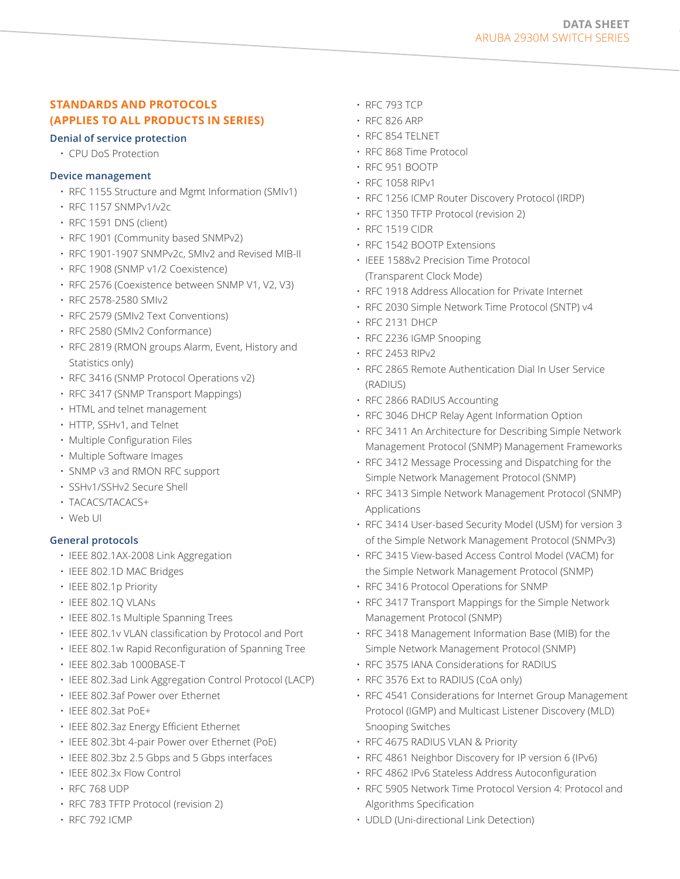## STANDARDS AND PROTOCOLS (APPLIES TO ALL PRODUCTS IN SERIES)

### Denial of service protection

- CPU DoS Protection

### Device management

- RFC 1155 Structure and Mgmt Information (SMIv1)
- RFC 1157 SNMPv1/v2c
- RFC 1591 DNS (client)
- RFC 1901 (Community based SNMPv2)
- RFC 1901-1907 SNMPv2c, SMIv2 and Revised MIB-II
- RFC 1908 (SNMP v1/2 Coexistence)
- RFC 2576 (Coexistence between SNMP V1, V2, V3)
- RFC 2578-2580 SMIv2
- RFC 2579 (SMIv2 Text Conventions)
- RFC 2580 (SMIv2 Conformance)
- RFC 2819 (RMON groups Alarm, Event, History and Statistics only)
- RFC 3416 (SNMP Protocol Operations v2)
- RFC 3417 (SNMP Transport Mappings)
- HTML and telnet management
- HTTP, SSHv1, and Telnet
- Multiple Configuration Files
- Multiple Software Images
- SNMP v3 and RMON RFC support
- SSHv1/SSHv2 Secure Shell
- TACACS/TACACS+
- Web UI

### General protocols

- IEEE 802.1AX-2008 Link Aggregation
- IEEE 802.1D MAC Bridges
- IEEE 802.1p Priority
- IEEE 802.1Q VLANs
- IEEE 802.1s Multiple Spanning Trees
- IEEE 802.1v VLAN classification by Protocol and Port
- IEEE 802.1w Rapid Reconfiguration of Spanning Tree
- IEEE 802.3ab 1000BASE-T
- IEEE 802.3ad Link Aggregation Control Protocol (LACP)
- IEEE 802.3af Power over Ethernet
- IEEE 802.3at PoE+
- IEEE 802.3az Energy Efficient Ethernet
- IEEE 802.3bt 4-pair Power over Ethernet (PoE)
- IEEE 802.3bz 2.5 Gbps and 5 Gbps interfaces
- IEEE 802.3x Flow Control
- RFC 768 UDP
- RFC 783 TFTP Protocol (revision 2)
- RFC 792 ICMP
- RFC 793 TCP
- RFC 826 ARP
- RFC 854 TELNET
- RFC 868 Time Protocol
- RFC 951 BOOTP
- RFC 1058 RIPv1
- RFC 1256 ICMP Router Discovery Protocol (IRDP)
- RFC 1350 TFTP Protocol (revision 2)
- RFC 1519 CIDR
- RFC 1542 BOOTP Extensions
- IEEE 1588v2 Precision Time Protocol (Transparent Clock Mode)
- RFC 1918 Address Allocation for Private Internet
- RFC 2030 Simple Network Time Protocol (SNTP) v4
- RFC 2131 DHCP
- RFC 2236 IGMP Snooping
- RFC 2453 RIPv2
- RFC 2865 Remote Authentication Dial In User Service (RADIUS)
- RFC 2866 RADIUS Accounting
- RFC 3046 DHCP Relay Agent Information Option
- RFC 3411 An Architecture for Describing Simple Network Management Protocol (SNMP) Management Frameworks
- RFC 3412 Message Processing and Dispatching for the Simple Network Management Protocol (SNMP)
- RFC 3413 Simple Network Management Protocol (SNMP) Applications
- RFC 3414 User-based Security Model (USM) for version 3 of the Simple Network Management Protocol (SNMPv3)
- RFC 3415 View-based Access Control Model (VACM) for the Simple Network Management Protocol (SNMP)
- RFC 3416 Protocol Operations for SNMP
- RFC 3417 Transport Mappings for the Simple Network Management Protocol (SNMP)
- RFC 3418 Management Information Base (MIB) for the Simple Network Management Protocol (SNMP)
- RFC 3575 IANA Considerations for RADIUS
- RFC 3576 Ext to RADIUS (CoA only)
- RFC 4541 Considerations for Internet Group Management Protocol (IGMP) and Multicast Listener Discovery (MLD) Snooping Switches
- RFC 4675 RADIUS VLAN & Priority
- RFC 4861 Neighbor Discovery for IP version 6 (IPv6)
- RFC 4862 IPv6 Stateless Address Autoconfiguration
- RFC 5905 Network Time Protocol Version 4: Protocol and Algorithms Specification
- UDLD (Uni-directional Link Detection)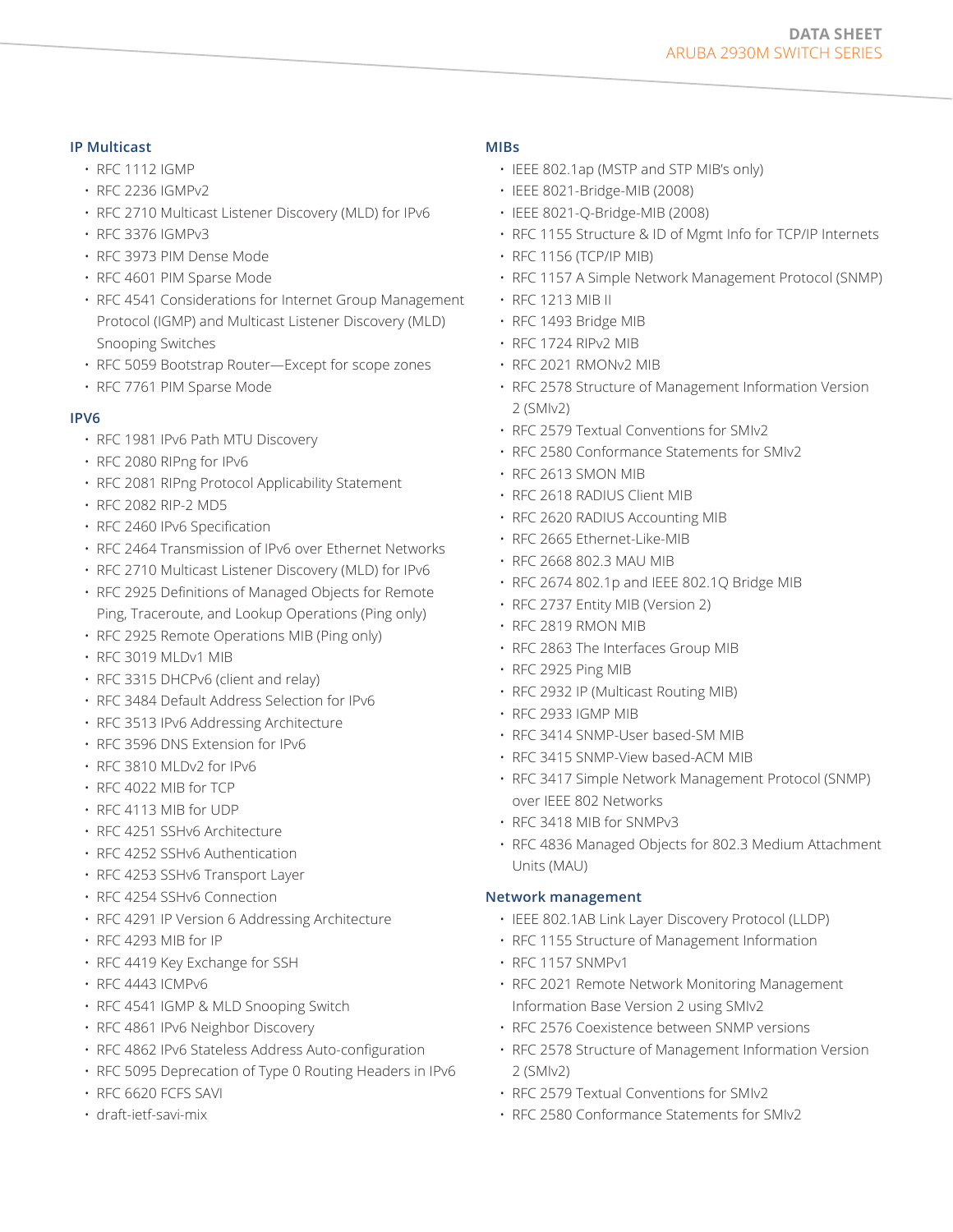### IP Multicast

- RFC 1112 IGMP
- RFC 2236 IGMPv2
- RFC 2710 Multicast Listener Discovery (MLD) for IPv6
- RFC 3376 IGMPv3
- RFC 3973 PIM Dense Mode
- RFC 4601 PIM Sparse Mode
- RFC 4541 Considerations for Internet Group Management Protocol (IGMP) and Multicast Listener Discovery (MLD) Snooping Switches
- RFC 5059 Bootstrap Router—Except for scope zones
- RFC 7761 PIM Sparse Mode

### IPV6

- RFC 1981 IPv6 Path MTU Discovery
- RFC 2080 RIPng for IPv6
- RFC 2081 RIPng Protocol Applicability Statement
- RFC 2082 RIP-2 MD5
- RFC 2460 IPv6 Specification
- RFC 2464 Transmission of IPv6 over Ethernet Networks
- RFC 2710 Multicast Listener Discovery (MLD) for IPv6
- RFC 2925 Definitions of Managed Objects for Remote Ping, Traceroute, and Lookup Operations (Ping only)
- RFC 2925 Remote Operations MIB (Ping only)
- RFC 3019 MLDv1 MIB
- RFC 3315 DHCPv6 (client and relay)
- RFC 3484 Default Address Selection for IPv6
- RFC 3513 IPv6 Addressing Architecture
- RFC 3596 DNS Extension for IPv6
- RFC 3810 MLDv2 for IPv6
- RFC 4022 MIB for TCP
- RFC 4113 MIB for UDP
- RFC 4251 SSHv6 Architecture
- RFC 4252 SSHv6 Authentication
- RFC 4253 SSHv6 Transport Layer
- RFC 4254 SSHv6 Connection
- RFC 4291 IP Version 6 Addressing Architecture
- RFC 4293 MIB for IP
- RFC 4419 Key Exchange for SSH
- RFC 4443 ICMPv6
- RFC 4541 IGMP & MLD Snooping Switch
- RFC 4861 IPv6 Neighbor Discovery
- RFC 4862 IPv6 Stateless Address Auto-configuration
- RFC 5095 Deprecation of Type 0 Routing Headers in IPv6
- RFC 6620 FCFS SAVI
- draft-ietf-savi-mix

### MIBs

- IEEE 802.1ap (MSTP and STP MIB's only)
- IEEE 8021-Bridge-MIB (2008)
- IEEE 8021-Q-Bridge-MIB (2008)
- RFC 1155 Structure & ID of Mgmt Info for TCP/IP Internets
- RFC 1156 (TCP/IP MIB)
- RFC 1157 A Simple Network Management Protocol (SNMP)
- RFC 1213 MIB II
- RFC 1493 Bridge MIB
- RFC 1724 RIPv2 MIB
- RFC 2021 RMONv2 MIB
- RFC 2578 Structure of Management Information Version 2 (SMIv2)
- RFC 2579 Textual Conventions for SMIv2
- RFC 2580 Conformance Statements for SMIv2
- RFC 2613 SMON MIB
- RFC 2618 RADIUS Client MIB
- RFC 2620 RADIUS Accounting MIB
- RFC 2665 Ethernet-Like-MIB
- RFC 2668 802.3 MAU MIB
- RFC 2674 802.1p and IEEE 802.1Q Bridge MIB
- RFC 2737 Entity MIB (Version 2)
- RFC 2819 RMON MIB
- RFC 2863 The Interfaces Group MIB
- RFC 2925 Ping MIB
- RFC 2932 IP (Multicast Routing MIB)
- RFC 2933 IGMP MIB
- RFC 3414 SNMP-User based-SM MIB
- RFC 3415 SNMP-View based-ACM MIB
- RFC 3417 Simple Network Management Protocol (SNMP) over IEEE 802 Networks
- RFC 3418 MIB for SNMPv3
- RFC 4836 Managed Objects for 802.3 Medium Attachment Units (MAU)

### Network management

- IEEE 802.1AB Link Layer Discovery Protocol (LLDP)
- RFC 1155 Structure of Management Information
- RFC 1157 SNMPv1
- RFC 2021 Remote Network Monitoring Management Information Base Version 2 using SMIv2
- RFC 2576 Coexistence between SNMP versions
- RFC 2578 Structure of Management Information Version 2 (SMIv2)
- RFC 2579 Textual Conventions for SMIv2
- RFC 2580 Conformance Statements for SMIv2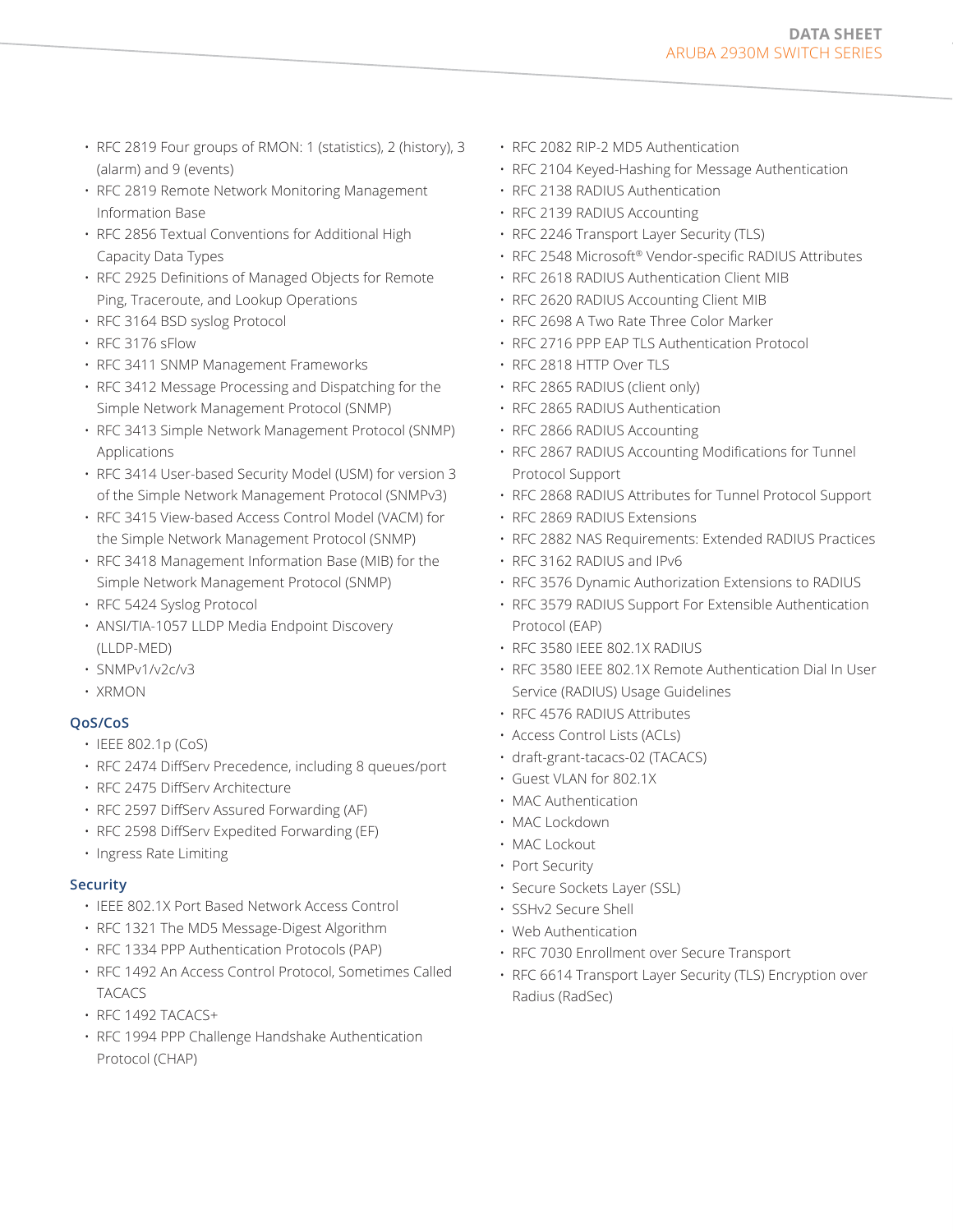- RFC 2819 Four groups of RMON: 1 (statistics), 2 (history), 3 (alarm) and 9 (events)
- RFC 2819 Remote Network Monitoring Management Information Base
- RFC 2856 Textual Conventions for Additional High Capacity Data Types
- RFC 2925 Definitions of Managed Objects for Remote Ping, Traceroute, and Lookup Operations
- RFC 3164 BSD syslog Protocol
- RFC 3176 sFlow
- RFC 3411 SNMP Management Frameworks
- RFC 3412 Message Processing and Dispatching for the Simple Network Management Protocol (SNMP)
- RFC 3413 Simple Network Management Protocol (SNMP) Applications
- RFC 3414 User-based Security Model (USM) for version 3 of the Simple Network Management Protocol (SNMPv3)
- RFC 3415 View-based Access Control Model (VACM) for the Simple Network Management Protocol (SNMP)
- RFC 3418 Management Information Base (MIB) for the Simple Network Management Protocol (SNMP)
- RFC 5424 Syslog Protocol
- ANSI/TIA-1057 LLDP Media Endpoint Discovery (LLDP-MED)
- SNMPv1/v2c/v3
- XRMON

### QoS/CoS

- IEEE 802.1p (CoS)
- RFC 2474 DiffServ Precedence, including 8 queues/port
- RFC 2475 DiffServ Architecture
- RFC 2597 DiffServ Assured Forwarding (AF)
- RFC 2598 DiffServ Expedited Forwarding (EF)
- Ingress Rate Limiting

### Security

- IEEE 802.1X Port Based Network Access Control
- RFC 1321 The MD5 Message-Digest Algorithm
- RFC 1334 PPP Authentication Protocols (PAP)
- RFC 1492 An Access Control Protocol, Sometimes Called TACACS
- RFC 1492 TACACS+
- RFC 1994 PPP Challenge Handshake Authentication Protocol (CHAP)
- RFC 2082 RIP-2 MD5 Authentication
- RFC 2104 Keyed-Hashing for Message Authentication
- RFC 2138 RADIUS Authentication
- RFC 2139 RADIUS Accounting
- RFC 2246 Transport Layer Security (TLS)
- RFC 2548 Microsoft® Vendor-specific RADIUS Attributes
- RFC 2618 RADIUS Authentication Client MIB
- RFC 2620 RADIUS Accounting Client MIB
- RFC 2698 A Two Rate Three Color Marker
- RFC 2716 PPP EAP TLS Authentication Protocol
- RFC 2818 HTTP Over TLS
- RFC 2865 RADIUS (client only)
- RFC 2865 RADIUS Authentication
- RFC 2866 RADIUS Accounting
- RFC 2867 RADIUS Accounting Modifications for Tunnel Protocol Support
- RFC 2868 RADIUS Attributes for Tunnel Protocol Support
- RFC 2869 RADIUS Extensions
- RFC 2882 NAS Requirements: Extended RADIUS Practices
- RFC 3162 RADIUS and IPv6
- RFC 3576 Dynamic Authorization Extensions to RADIUS
- RFC 3579 RADIUS Support For Extensible Authentication Protocol (EAP)
- RFC 3580 IEEE 802.1X RADIUS
- RFC 3580 IEEE 802.1X Remote Authentication Dial In User Service (RADIUS) Usage Guidelines
- RFC 4576 RADIUS Attributes
- Access Control Lists (ACLs)
- draft-grant-tacacs-02 (TACACS)
- Guest VLAN for 802.1X
- MAC Authentication
- MAC Lockdown
- MAC Lockout
- Port Security
- Secure Sockets Layer (SSL)
- SSHv2 Secure Shell
- Web Authentication
- RFC 7030 Enrollment over Secure Transport
- RFC 6614 Transport Layer Security (TLS) Encryption over Radius (RadSec)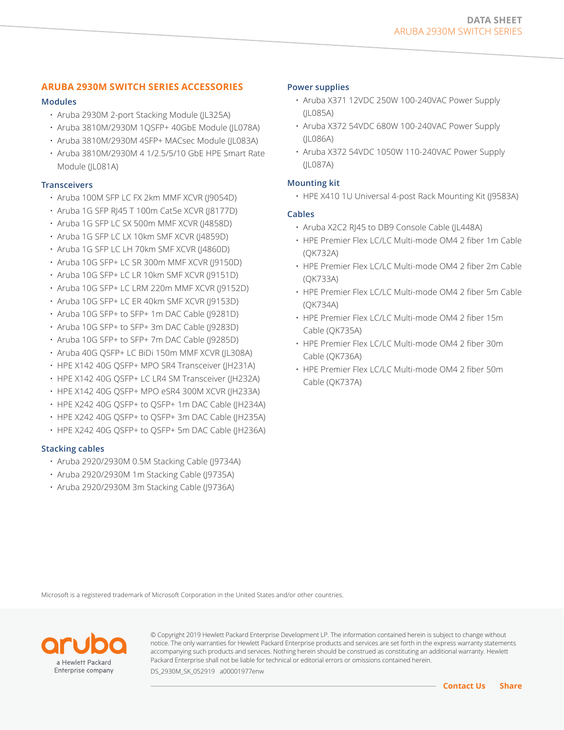## ARUBA 2930M SWITCH SERIES ACCESSORIES

### Modules

- Aruba 2930M 2-port Stacking Module (JL325A)
- Aruba 3810M/2930M 1QSFP+ 40GbE Module (JL078A)
- Aruba 3810M/2930M 4SFP+ MACsec Module (JL083A)
- Aruba 3810M/2930M 4 1/2.5/5/10 GbE HPE Smart Rate Module (JL081A)

### Transceivers

- Aruba 100M SFP LC FX 2km MMF XCVR (J9054D)
- Aruba 1G SFP RJ45 T 100m Cat5e XCVR (J8177D)
- Aruba 1G SFP LC SX 500m MMF XCVR (J4858D)
- Aruba 1G SFP LC LX 10km SMF XCVR (J4859D)
- Aruba 1G SFP LC LH 70km SMF XCVR (J4860D)
- Aruba 10G SFP+ LC SR 300m MMF XCVR (J9150D)
- Aruba 10G SFP+ LC LR 10km SMF XCVR (J9151D)
- Aruba 10G SFP+ LC LRM 220m MMF XCVR (J9152D)
- Aruba 10G SFP+ LC ER 40km SMF XCVR (J9153D)
- Aruba 10G SFP+ to SFP+ 1m DAC Cable (J9281D)
- Aruba 10G SFP+ to SFP+ 3m DAC Cable (J9283D)
- Aruba 10G SFP+ to SFP+ 7m DAC Cable (J9285D)
- Aruba 40G QSFP+ LC BiDi 150m MMF XCVR (JL308A)
- HPE X142 40G QSFP+ MPO SR4 Transceiver (JH231A)
- HPE X142 40G QSFP+ LC LR4 SM Transceiver (JH232A)
- HPE X142 40G QSFP+ MPO eSR4 300M XCVR (JH233A)
- HPE X242 40G QSFP+ to QSFP+ 1m DAC Cable (JH234A)
- HPE X242 40G QSFP+ to QSFP+ 3m DAC Cable (JH235A)
- HPE X242 40G QSFP+ to QSFP+ 5m DAC Cable (JH236A)

### Stacking cables

- Aruba 2920/2930M 0.5M Stacking Cable (J9734A)
- Aruba 2920/2930M 1m Stacking Cable (J9735A)
- Aruba 2920/2930M 3m Stacking Cable (J9736A)

### Power supplies

- Aruba X371 12VDC 250W 100-240VAC Power Supply (JL085A)
- Aruba X372 54VDC 680W 100-240VAC Power Supply (JL086A)
- Aruba X372 54VDC 1050W 110-240VAC Power Supply (JL087A)

### Mounting kit

- HPE X410 1U Universal 4-post Rack Mounting Kit (J9583A)

### Cables

- Aruba X2C2 RJ45 to DB9 Console Cable (JL448A)
- HPE Premier Flex LC/LC Multi-mode OM4 2 fiber 1m Cable (QK732A)
- HPE Premier Flex LC/LC Multi-mode OM4 2 fiber 2m Cable (QK733A)
- HPE Premier Flex LC/LC Multi-mode OM4 2 fiber 5m Cable (QK734A)
- HPE Premier Flex LC/LC Multi-mode OM4 2 fiber 15m Cable (QK735A)
- HPE Premier Flex LC/LC Multi-mode OM4 2 fiber 30m Cable (QK736A)
- HPE Premier Flex LC/LC Multi-mode OM4 2 fiber 50m Cable (QK737A)

Microsoft is a registered trademark of Microsoft Corporation in the United States and/or other countries.

aruba
a Hewlett Packard Enterprise company

© Copyright 2019 Hewlett Packard Enterprise Development LP. The information contained herein is subject to change without notice. The only warranties for Hewlett Packard Enterprise products and services are set forth in the express warranty statements accompanying such products and services. Nothing herein should be construed as constituting an additional warranty. Hewlett Packard Enterprise shall not be liable for technical or editorial errors or omissions contained herein.

DS_2930M_SK_052919 a00001977enw

Contact Us Share